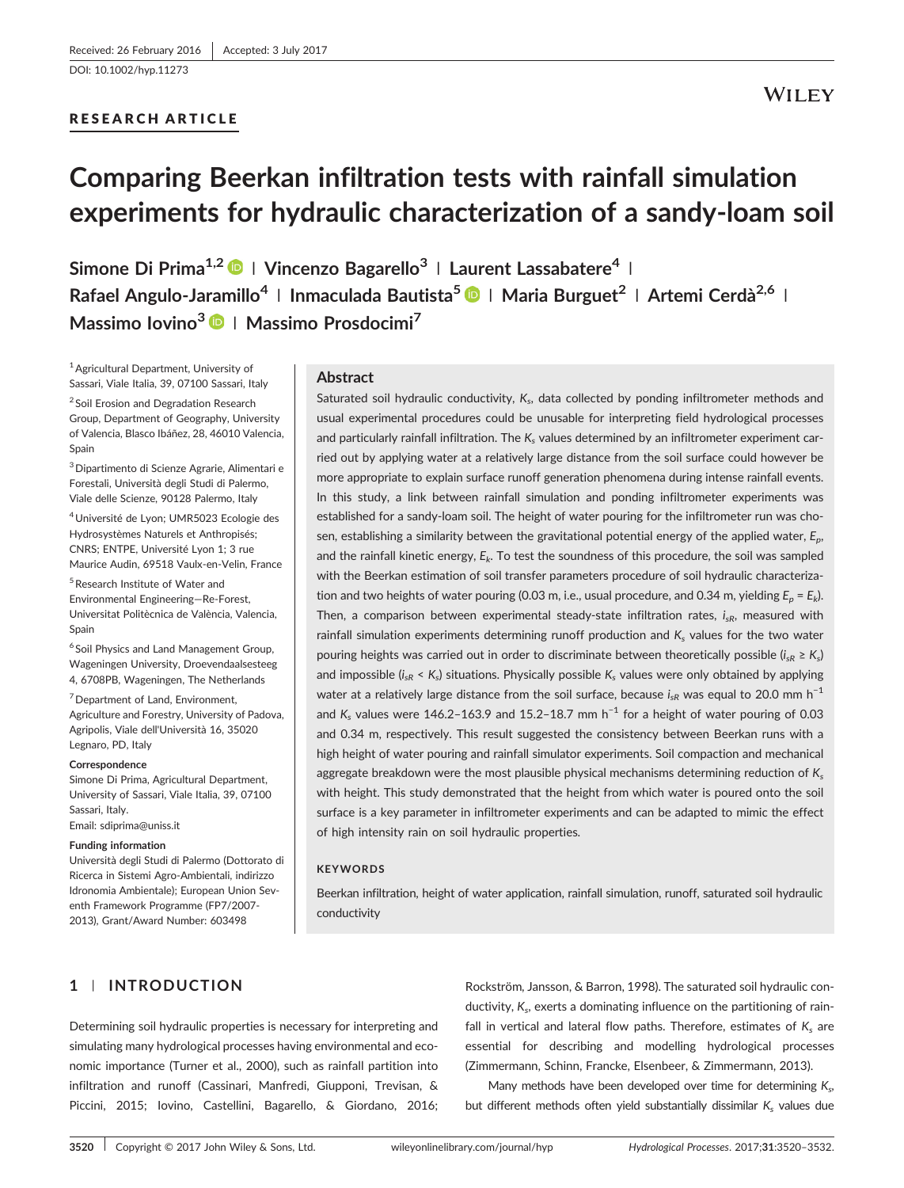Received: 26 February 2016 | Accepted: 3 July 2017

DOI: 10.1002/hyp.11273

RESEARCH ARTICLE

# Comparing Beerkan infiltration tests with rainfall simulation experiments for hydraulic characterization of a sandy-loam soil

**Simone Di Prima[1,2] | Vincenzo Bagarello[3] | Laurent Lassabatere[4] | Rafael Angulo-Jaramillo[4] | Inmaculada Bautista[5] | Maria Burguet[2] | Artemi Cerdà[2,6] | Massimo Iovino[3] | Massimo Prosdocimi[7]**

[1] Agricultural Department, University of Sassari, Viale Italia, 39, 07100 Sassari, Italy

[2] Soil Erosion and Degradation Research Group, Department of Geography, University of Valencia, Blasco Ibáñez, 28, 46010 Valencia, Spain

[3] Dipartimento di Scienze Agrarie, Alimentari e Forestali, Università degli Studi di Palermo, Viale delle Scienze, 90128 Palermo, Italy

[4] Université de Lyon; UMR5023 Ecologie des Hydrosystèmes Naturels et Anthropisés; CNRS; ENTPE, Université Lyon 1; 3 rue Maurice Audin, 69518 Vaulx-en-Velin, France

[5] Research Institute of Water and Environmental Engineering—Re-Forest, Universitat Politècnica de València, Valencia, Spain

[6] Soil Physics and Land Management Group, Wageningen University, Droevendaalsesteeg 4, 6708PB, Wageningen, The Netherlands

[7] Department of Land, Environment, Agriculture and Forestry, University of Padova, Agripolis, Viale dell'Università 16, 35020 Legnaro, PD, Italy

**Correspondence**

Simone Di Prima, Agricultural Department, University of Sassari, Viale Italia, 39, 07100 Sassari, Italy.

Email: sdiprima@uniss.it

**Funding information**

Università degli Studi di Palermo (Dottorato di Ricerca in Sistemi Agro-Ambientali, indirizzo Idronomia Ambientale); European Union Seventh Framework Programme (FP7/2007-2013), Grant/Award Number: 603498

## Abstract

Saturated soil hydraulic conductivity, $K_s$, data collected by ponding infiltrometer methods and usual experimental procedures could be unusable for interpreting field hydrological processes and particularly rainfall infiltration. The $K_s$ values determined by an infiltrometer experiment carried out by applying water at a relatively large distance from the soil surface could however be more appropriate to explain surface runoff generation phenomena during intense rainfall events. In this study, a link between rainfall simulation and ponding infiltrometer experiments was established for a sandy-loam soil. The height of water pouring for the infiltrometer run was chosen, establishing a similarity between the gravitational potential energy of the applied water, $E_p$, and the rainfall kinetic energy, $E_k$. To test the soundness of this procedure, the soil was sampled with the Beerkan estimation of soil transfer parameters procedure of soil hydraulic characterization and two heights of water pouring (0.03 m, i.e., usual procedure, and 0.34 m, yielding $E_p = E_k$). Then, a comparison between experimental steady-state infiltration rates, $i_{sR}$, measured with rainfall simulation experiments determining runoff production and $K_s$ values for the two water pouring heights was carried out in order to discriminate between theoretically possible ($i_{sR} \geq K_s$) and impossible ($i_{sR} < K_s$) situations. Physically possible $K_s$ values were only obtained by applying water at a relatively large distance from the soil surface, because $i_{sR}$ was equal to 20.0 mm h$^{-1}$ and $K_s$ values were 146.2–163.9 and 15.2–18.7 mm h$^{-1}$ for a height of water pouring of 0.03 and 0.34 m, respectively. This result suggested the consistency between Beerkan runs with a high height of water pouring and rainfall simulator experiments. Soil compaction and mechanical aggregate breakdown were the most plausible physical mechanisms determining reduction of $K_s$ with height. This study demonstrated that the height from which water is poured onto the soil surface is a key parameter in infiltrometer experiments and can be adapted to mimic the effect of high intensity rain on soil hydraulic properties.

**KEYWORDS**

Beerkan infiltration, height of water application, rainfall simulation, runoff, saturated soil hydraulic conductivity

## 1 | INTRODUCTION

Determining soil hydraulic properties is necessary for interpreting and simulating many hydrological processes having environmental and economic importance (Turner et al., 2000), such as rainfall partition into infiltration and runoff (Cassinari, Manfredi, Giupponi, Trevisan, & Piccini, 2015; Iovino, Castellini, Bagarello, & Giordano, 2016; Rockström, Jansson, & Barron, 1998). The saturated soil hydraulic conductivity, $K_s$, exerts a dominating influence on the partitioning of rainfall in vertical and lateral flow paths. Therefore, estimates of $K_s$ are essential for describing and modelling hydrological processes (Zimmermann, Schinn, Francke, Elsenbeer, & Zimmermann, 2013).

Many methods have been developed over time for determining $K_s$, but different methods often yield substantially dissimilar $K_s$ values due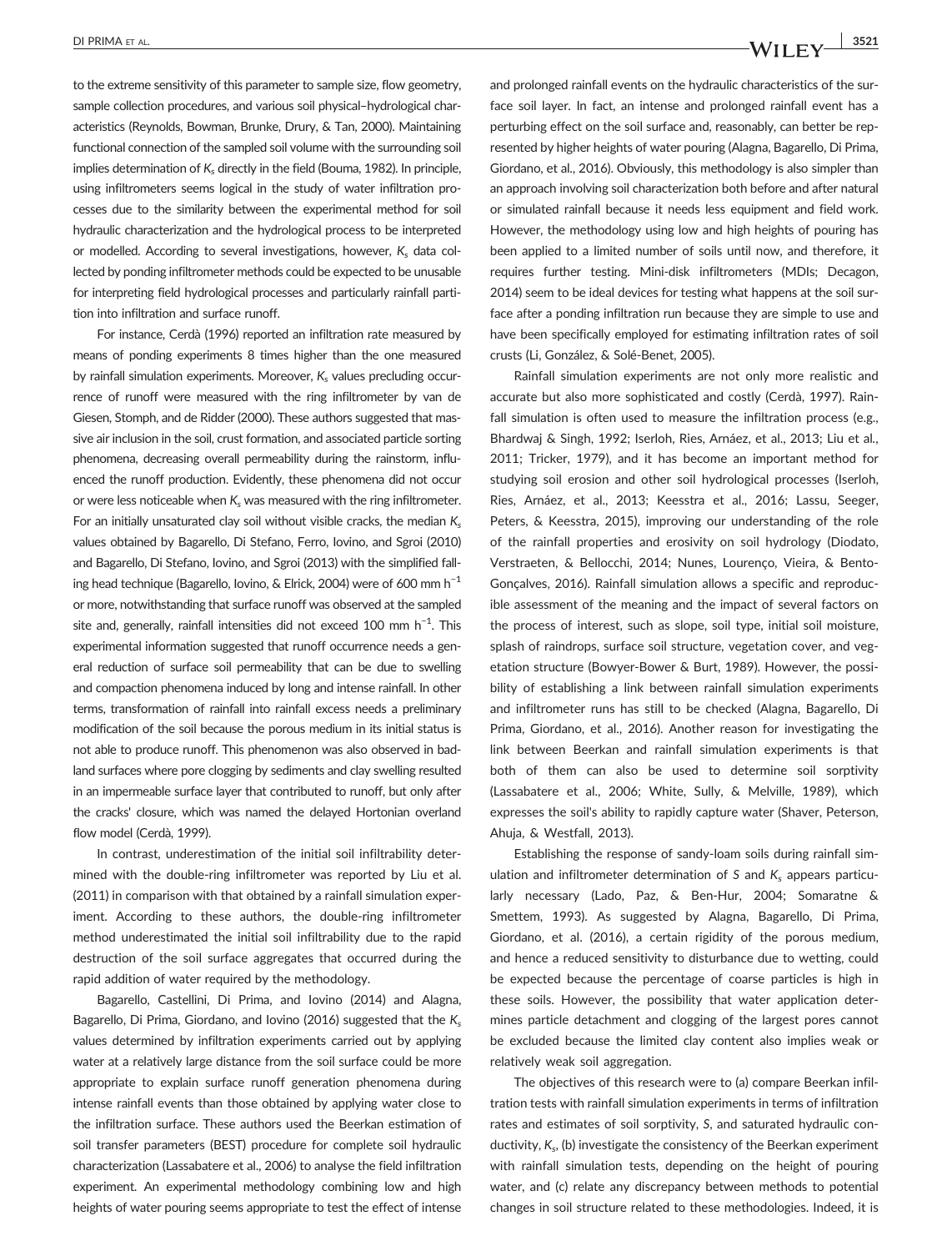to the extreme sensitivity of this parameter to sample size, flow geometry, sample collection procedures, and various soil physical–hydrological characteristics (Reynolds, Bowman, Brunke, Drury, & Tan, 2000). Maintaining functional connection of the sampled soil volume with the surrounding soil implies determination of $K_s$ directly in the field (Bouma, 1982). In principle, using infiltrometers seems logical in the study of water infiltration processes due to the similarity between the experimental method for soil hydraulic characterization and the hydrological process to be interpreted or modelled. According to several investigations, however, $K_s$ data collected by ponding infiltrometer methods could be expected to be unusable for interpreting field hydrological processes and particularly rainfall partition into infiltration and surface runoff.

For instance, Cerdà (1996) reported an infiltration rate measured by means of ponding experiments 8 times higher than the one measured by rainfall simulation experiments. Moreover, $K_s$ values precluding occurrence of runoff were measured with the ring infiltrometer by van de Giesen, Stomph, and de Ridder (2000). These authors suggested that massive air inclusion in the soil, crust formation, and associated particle sorting phenomena, decreasing overall permeability during the rainstorm, influenced the runoff production. Evidently, these phenomena did not occur or were less noticeable when $K_s$ was measured with the ring infiltrometer. For an initially unsaturated clay soil without visible cracks, the median $K_s$ values obtained by Bagarello, Di Stefano, Ferro, Iovino, and Sgroi (2010) and Bagarello, Di Stefano, Iovino, and Sgroi (2013) with the simplified falling head technique (Bagarello, Iovino, & Elrick, 2004) were of 600 mm h$^{-1}$ or more, notwithstanding that surface runoff was observed at the sampled site and, generally, rainfall intensities did not exceed 100 mm h$^{-1}$. This experimental information suggested that runoff occurrence needs a general reduction of surface soil permeability that can be due to swelling and compaction phenomena induced by long and intense rainfall. In other terms, transformation of rainfall into rainfall excess needs a preliminary modification of the soil because the porous medium in its initial status is not able to produce runoff. This phenomenon was also observed in badland surfaces where pore clogging by sediments and clay swelling resulted in an impermeable surface layer that contributed to runoff, but only after the cracks' closure, which was named the delayed Hortonian overland flow model (Cerdà, 1999).

In contrast, underestimation of the initial soil infiltrability determined with the double-ring infiltrometer was reported by Liu et al. (2011) in comparison with that obtained by a rainfall simulation experiment. According to these authors, the double-ring infiltrometer method underestimated the initial soil infiltrability due to the rapid destruction of the soil surface aggregates that occurred during the rapid addition of water required by the methodology.

Bagarello, Castellini, Di Prima, and Iovino (2014) and Alagna, Bagarello, Di Prima, Giordano, and Iovino (2016) suggested that the $K_s$ values determined by infiltration experiments carried out by applying water at a relatively large distance from the soil surface could be more appropriate to explain surface runoff generation phenomena during intense rainfall events than those obtained by applying water close to the infiltration surface. These authors used the Beerkan estimation of soil transfer parameters (BEST) procedure for complete soil hydraulic characterization (Lassabatere et al., 2006) to analyse the field infiltration experiment. An experimental methodology combining low and high heights of water pouring seems appropriate to test the effect of intense and prolonged rainfall events on the hydraulic characteristics of the surface soil layer. In fact, an intense and prolonged rainfall event has a perturbing effect on the soil surface and, reasonably, can better be represented by higher heights of water pouring (Alagna, Bagarello, Di Prima, Giordano, et al., 2016). Obviously, this methodology is also simpler than an approach involving soil characterization both before and after natural or simulated rainfall because it needs less equipment and field work. However, the methodology using low and high heights of pouring has been applied to a limited number of soils until now, and therefore, it requires further testing. Mini-disk infiltrometers (MDIs; Decagon, 2014) seem to be ideal devices for testing what happens at the soil surface after a ponding infiltration run because they are simple to use and have been specifically employed for estimating infiltration rates of soil crusts (Li, González, & Solé-Benet, 2005).

Rainfall simulation experiments are not only more realistic and accurate but also more sophisticated and costly (Cerdà, 1997). Rainfall simulation is often used to measure the infiltration process (e.g., Bhardwaj & Singh, 1992; Iserloh, Ries, Arnáez, et al., 2013; Liu et al., 2011; Tricker, 1979), and it has become an important method for studying soil erosion and other soil hydrological processes (Iserloh, Ries, Arnáez, et al., 2013; Keesstra et al., 2016; Lassu, Seeger, Peters, & Keesstra, 2015), improving our understanding of the role of the rainfall properties and erosivity on soil hydrology (Diodato, Verstraeten, & Bellocchi, 2014; Nunes, Lourenço, Vieira, & Bento-Gonçalves, 2016). Rainfall simulation allows a specific and reproducible assessment of the meaning and the impact of several factors on the process of interest, such as slope, soil type, initial soil moisture, splash of raindrops, surface soil structure, vegetation cover, and vegetation structure (Bowyer-Bower & Burt, 1989). However, the possibility of establishing a link between rainfall simulation experiments and infiltrometer runs has still to be checked (Alagna, Bagarello, Di Prima, Giordano, et al., 2016). Another reason for investigating the link between Beerkan and rainfall simulation experiments is that both of them can also be used to determine soil sorptivity (Lassabatere et al., 2006; White, Sully, & Melville, 1989), which expresses the soil's ability to rapidly capture water (Shaver, Peterson, Ahuja, & Westfall, 2013).

Establishing the response of sandy-loam soils during rainfall simulation and infiltrometer determination of $S$ and $K_s$ appears particularly necessary (Lado, Paz, & Ben-Hur, 2004; Somaratne & Smettem, 1993). As suggested by Alagna, Bagarello, Di Prima, Giordano, et al. (2016), a certain rigidity of the porous medium, and hence a reduced sensitivity to disturbance due to wetting, could be expected because the percentage of coarse particles is high in these soils. However, the possibility that water application determines particle detachment and clogging of the largest pores cannot be excluded because the limited clay content also implies weak or relatively weak soil aggregation.

The objectives of this research were to (a) compare Beerkan infiltration tests with rainfall simulation experiments in terms of infiltration rates and estimates of soil sorptivity, $S$, and saturated hydraulic conductivity, $K_s$, (b) investigate the consistency of the Beerkan experiment with rainfall simulation tests, depending on the height of pouring water, and (c) relate any discrepancy between methods to potential changes in soil structure related to these methodologies. Indeed, it is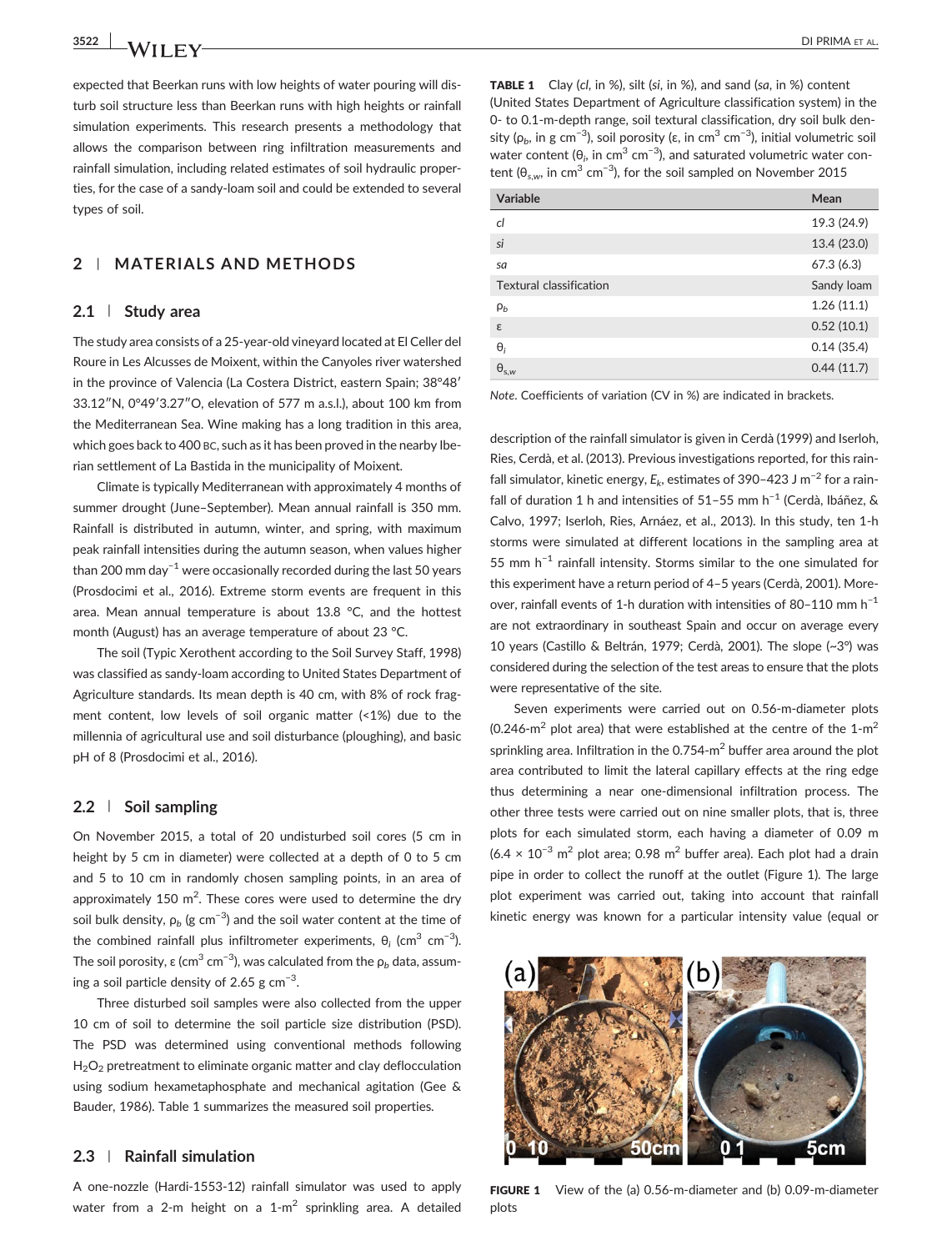expected that Beerkan runs with low heights of water pouring will disturb soil structure less than Beerkan runs with high heights or rainfall simulation experiments. This research presents a methodology that allows the comparison between ring infiltration measurements and rainfall simulation, including related estimates of soil hydraulic properties, for the case of a sandy-loam soil and could be extended to several types of soil.

## 2 | MATERIALS AND METHODS

### 2.1 | Study area

The study area consists of a 25-year-old vineyard located at El Celler del Roure in Les Alcusses de Moixent, within the Canyoles river watershed in the province of Valencia (La Costera District, eastern Spain; 38°48′33.12″N, 0°49′3.27″O, elevation of 577 m a.s.l.), about 100 km from the Mediterranean Sea. Wine making has a long tradition in this area, which goes back to 400 BC, such as it has been proved in the nearby Iberian settlement of La Bastida in the municipality of Moixent.

Climate is typically Mediterranean with approximately 4 months of summer drought (June–September). Mean annual rainfall is 350 mm. Rainfall is distributed in autumn, winter, and spring, with maximum peak rainfall intensities during the autumn season, when values higher than 200 mm day$^{-1}$ were occasionally recorded during the last 50 years (Prosdocimi et al., 2016). Extreme storm events are frequent in this area. Mean annual temperature is about 13.8 °C, and the hottest month (August) has an average temperature of about 23 °C.

The soil (Typic Xerothent according to the Soil Survey Staff, 1998) was classified as sandy-loam according to United States Department of Agriculture standards. Its mean depth is 40 cm, with 8% of rock fragment content, low levels of soil organic matter (<1%) due to the millennia of agricultural use and soil disturbance (ploughing), and basic pH of 8 (Prosdocimi et al., 2016).

### 2.2 | Soil sampling

On November 2015, a total of 20 undisturbed soil cores (5 cm in height by 5 cm in diameter) were collected at a depth of 0 to 5 cm and 5 to 10 cm in randomly chosen sampling points, in an area of approximately 150 m$^2$. These cores were used to determine the dry soil bulk density, $\rho_b$ (g cm$^{-3}$) and the soil water content at the time of the combined rainfall plus infiltrometer experiments, $\theta_i$ (cm$^3$ cm$^{-3}$). The soil porosity, ε (cm$^3$ cm$^{-3}$), was calculated from the $\rho_b$ data, assuming a soil particle density of 2.65 g cm$^{-3}$.

Three disturbed soil samples were also collected from the upper 10 cm of soil to determine the soil particle size distribution (PSD). The PSD was determined using conventional methods following $H_2O_2$ pretreatment to eliminate organic matter and clay deflocculation using sodium hexametaphosphate and mechanical agitation (Gee & Bauder, 1986). Table 1 summarizes the measured soil properties.

### 2.3 | Rainfall simulation

A one-nozzle (Hardi-1553-12) rainfall simulator was used to apply water from a 2-m height on a 1-m$^2$ sprinkling area. A detailed description of the rainfall simulator is given in Cerdà (1999) and Iserloh, Ries, Cerdà, et al. (2013). Previous investigations reported, for this rainfall simulator, kinetic energy, $E_k$, estimates of 390–423 J m$^{-2}$ for a rainfall of duration 1 h and intensities of 51–55 mm h$^{-1}$ (Cerdà, Ibáñez, & Calvo, 1997; Iserloh, Ries, Arnáez, et al., 2013). In this study, ten 1-h storms were simulated at different locations in the sampling area at 55 mm h$^{-1}$ rainfall intensity. Storms similar to the one simulated for this experiment have a return period of 4–5 years (Cerdà, 2001). Moreover, rainfall events of 1-h duration with intensities of 80–110 mm h$^{-1}$ are not extraordinary in southeast Spain and occur on average every 10 years (Castillo & Beltrán, 1979; Cerdà, 2001). The slope (~3°) was considered during the selection of the test areas to ensure that the plots were representative of the site.

Seven experiments were carried out on 0.56-m-diameter plots (0.246-m$^2$ plot area) that were established at the centre of the 1-m$^2$ sprinkling area. Infiltration in the 0.754-m$^2$ buffer area around the plot area contributed to limit the lateral capillary effects at the ring edge thus determining a near one-dimensional infiltration process. The other three tests were carried out on nine smaller plots, that is, three plots for each simulated storm, each having a diameter of 0.09 m (6.4 × 10$^{-3}$ m$^2$ plot area; 0.98 m$^2$ buffer area). Each plot had a drain pipe in order to collect the runoff at the outlet (Figure 1). The large plot experiment was carried out, taking into account that rainfall kinetic energy was known for a particular intensity value (equal or

**TABLE 1** Clay (*cl*, in %), silt (*si*, in %), and sand (*sa*, in %) content (United States Department of Agriculture classification system) in the 0- to 0.1-m-depth range, soil textural classification, dry soil bulk density ($\rho_b$, in g cm$^{-3}$), soil porosity (ε, in cm$^3$ cm$^{-3}$), initial volumetric soil water content ($\theta_i$, in cm$^3$ cm$^{-3}$), and saturated volumetric water content ($\theta_{s,w}$, in cm$^3$ cm$^{-3}$), for the soil sampled on November 2015

| Variable | Mean |
|---|---|
| *cl* | 19.3 (24.9) |
| *si* | 13.4 (23.0) |
| *sa* | 67.3 (6.3) |
| Textural classification | Sandy loam |
| $\rho_b$ | 1.26 (11.1) |
| ε | 0.52 (10.1) |
| $\theta_i$ | 0.14 (35.4) |
| $\theta_{s,w}$ | 0.44 (11.7) |

*Note.* Coefficients of variation (CV in %) are indicated in brackets.

**FIGURE 1** View of the (a) 0.56-m-diameter and (b) 0.09-m-diameter plots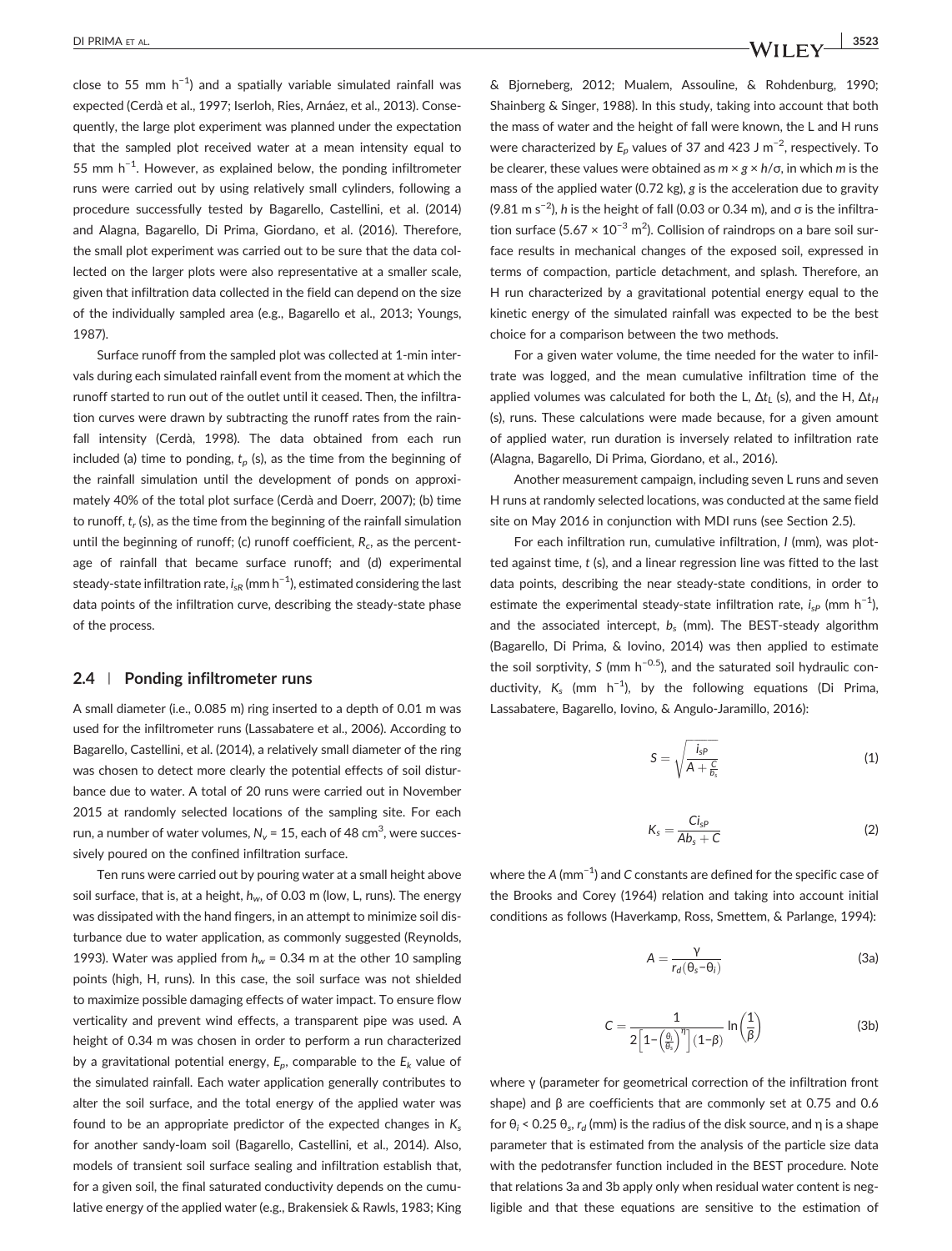close to 55 mm $h^{-1}$) and a spatially variable simulated rainfall was expected (Cerdà et al., 1997; Iserloh, Ries, Arnáez, et al., 2013). Consequently, the large plot experiment was planned under the expectation that the sampled plot received water at a mean intensity equal to 55 mm $h^{-1}$. However, as explained below, the ponding infiltrometer runs were carried out by using relatively small cylinders, following a procedure successfully tested by Bagarello, Castellini, et al. (2014) and Alagna, Bagarello, Di Prima, Giordano, et al. (2016). Therefore, the small plot experiment was carried out to be sure that the data collected on the larger plots were also representative at a smaller scale, given that infiltration data collected in the field can depend on the size of the individually sampled area (e.g., Bagarello et al., 2013; Youngs, 1987).

Surface runoff from the sampled plot was collected at 1-min intervals during each simulated rainfall event from the moment at which the runoff started to run out of the outlet until it ceased. Then, the infiltration curves were drawn by subtracting the runoff rates from the rainfall intensity (Cerdà, 1998). The data obtained from each run included (a) time to ponding, $t_p$ (s), as the time from the beginning of the rainfall simulation until the development of ponds on approximately 40% of the total plot surface (Cerdà and Doerr, 2007); (b) time to runoff, $t_r$ (s), as the time from the beginning of the rainfall simulation until the beginning of runoff; (c) runoff coefficient, $R_c$, as the percentage of rainfall that became surface runoff; and (d) experimental steady-state infiltration rate, $i_{sR}$ (mm $h^{-1}$), estimated considering the last data points of the infiltration curve, describing the steady-state phase of the process.

## 2.4 | Ponding infiltrometer runs

A small diameter (i.e., 0.085 m) ring inserted to a depth of 0.01 m was used for the infiltrometer runs (Lassabatere et al., 2006). According to Bagarello, Castellini, et al. (2014), a relatively small diameter of the ring was chosen to detect more clearly the potential effects of soil disturbance due to water. A total of 20 runs were carried out in November 2015 at randomly selected locations of the sampling site. For each run, a number of water volumes, $N_v$ = 15, each of 48 $cm^3$, were successively poured on the confined infiltration surface.

Ten runs were carried out by pouring water at a small height above soil surface, that is, at a height, $h_w$, of 0.03 m (low, L, runs). The energy was dissipated with the hand fingers, in an attempt to minimize soil disturbance due to water application, as commonly suggested (Reynolds, 1993). Water was applied from $h_w$ = 0.34 m at the other 10 sampling points (high, H, runs). In this case, the soil surface was not shielded to maximize possible damaging effects of water impact. To ensure flow verticality and prevent wind effects, a transparent pipe was used. A height of 0.34 m was chosen in order to perform a run characterized by a gravitational potential energy, $E_p$, comparable to the $E_k$ value of the simulated rainfall. Each water application generally contributes to alter the soil surface, and the total energy of the applied water was found to be an appropriate predictor of the expected changes in $K_s$ for another sandy-loam soil (Bagarello, Castellini, et al., 2014). Also, models of transient soil surface sealing and infiltration establish that, for a given soil, the final saturated conductivity depends on the cumulative energy of the applied water (e.g., Brakensiek & Rawls, 1983; King & Bjorneberg, 2012; Mualem, Assouline, & Rohdenburg, 1990; Shainberg & Singer, 1988). In this study, taking into account that both the mass of water and the height of fall were known, the L and H runs were characterized by $E_p$ values of 37 and 423 J $m^{-2}$, respectively. To be clearer, these values were obtained as $m \times g \times h/\sigma$, in which $m$ is the mass of the applied water (0.72 kg), $g$ is the acceleration due to gravity (9.81 m $s^{-2}$), $h$ is the height of fall (0.03 or 0.34 m), and $\sigma$ is the infiltration surface ($5.67 \times 10^{-3}$ $m^2$). Collision of raindrops on a bare soil surface results in mechanical changes of the exposed soil, expressed in terms of compaction, particle detachment, and splash. Therefore, an H run characterized by a gravitational potential energy equal to the kinetic energy of the simulated rainfall was expected to be the best choice for a comparison between the two methods.

For a given water volume, the time needed for the water to infiltrate was logged, and the mean cumulative infiltration time of the applied volumes was calculated for both the L, $\Delta t_L$ (s), and the H, $\Delta t_H$ (s), runs. These calculations were made because, for a given amount of applied water, run duration is inversely related to infiltration rate (Alagna, Bagarello, Di Prima, Giordano, et al., 2016).

Another measurement campaign, including seven L runs and seven H runs at randomly selected locations, was conducted at the same field site on May 2016 in conjunction with MDI runs (see Section 2.5).

For each infiltration run, cumulative infiltration, $I$ (mm), was plotted against time, $t$ (s), and a linear regression line was fitted to the last data points, describing the near steady-state conditions, in order to estimate the experimental steady-state infiltration rate, $i_{sP}$ (mm $h^{-1}$), and the associated intercept, $b_s$ (mm). The BEST-steady algorithm (Bagarello, Di Prima, & Iovino, 2014) was then applied to estimate the soil sorptivity, $S$ (mm $h^{-0.5}$), and the saturated soil hydraulic conductivity, $K_s$ (mm $h^{-1}$), by the following equations (Di Prima, Lassabatere, Bagarello, Iovino, & Angulo-Jaramillo, 2016):

$$S = \sqrt{\frac{i_{sP}}{A + \frac{C}{b_s}}} \tag{1}$$

$$K_s = \frac{C i_{sP}}{A b_s + C} \tag{2}$$

where the $A$ ($mm^{-1}$) and $C$ constants are defined for the specific case of the Brooks and Corey (1964) relation and taking into account initial conditions as follows (Haverkamp, Ross, Smettem, & Parlange, 1994):

$$A = \frac{\gamma}{r_d(\theta_s - \theta_i)} \tag{3a}$$

$$C = \frac{1}{2\left[1 - \left(\frac{\theta_i}{\theta_s}\right)^{\eta}\right](1-\beta)} \ln\left(\frac{1}{\beta}\right) \tag{3b}$$

where $\gamma$ (parameter for geometrical correction of the infiltration front shape) and $\beta$ are coefficients that are commonly set at 0.75 and 0.6 for $\theta_i < 0.25\ \theta_s$, $r_d$ (mm) is the radius of the disk source, and $\eta$ is a shape parameter that is estimated from the analysis of the particle size data with the pedotransfer function included in the BEST procedure. Note that relations 3a and 3b apply only when residual water content is negligible and that these equations are sensitive to the estimation of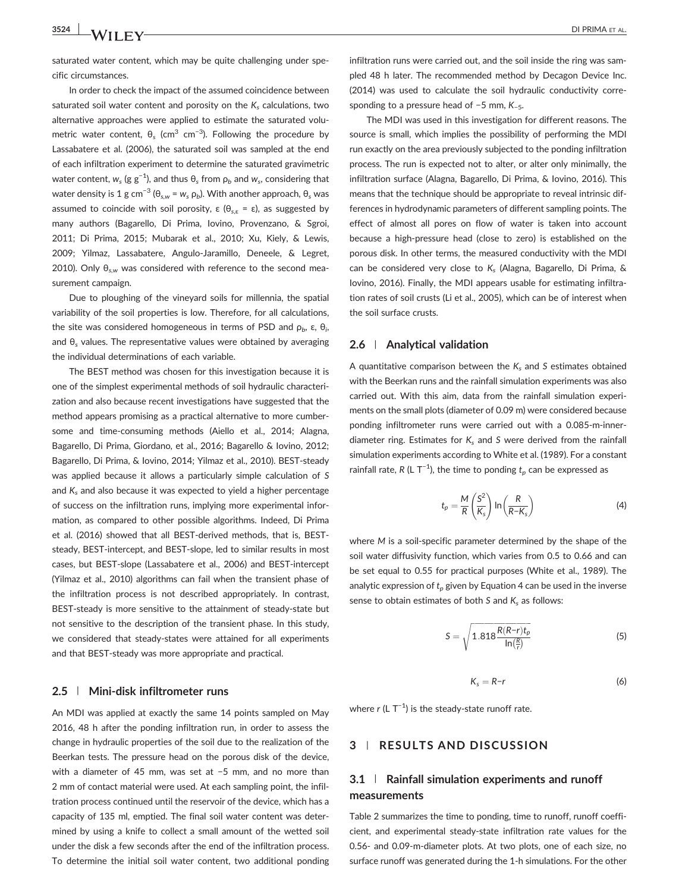saturated water content, which may be quite challenging under specific circumstances.

In order to check the impact of the assumed coincidence between saturated soil water content and porosity on the $K_s$ calculations, two alternative approaches were applied to estimate the saturated volumetric water content, $\theta_s$ (cm$^3$ cm$^{-3}$). Following the procedure by Lassabatere et al. (2006), the saturated soil was sampled at the end of each infiltration experiment to determine the saturated gravimetric water content, $w_s$ (g g$^{-1}$), and thus $\theta_s$ from $\rho_b$ and $w_s$, considering that water density is 1 g cm$^{-3}$ ($\theta_{s,w} = w_s\ \rho_b$). With another approach, $\theta_s$ was assumed to coincide with soil porosity, ε ($\theta_{s,\varepsilon} = \varepsilon$), as suggested by many authors (Bagarello, Di Prima, Iovino, Provenzano, & Sgroi, 2011; Di Prima, 2015; Mubarak et al., 2010; Xu, Kiely, & Lewis, 2009; Yilmaz, Lassabatere, Angulo-Jaramillo, Deneele, & Legret, 2010). Only $\theta_{s,w}$ was considered with reference to the second measurement campaign.

Due to ploughing of the vineyard soils for millennia, the spatial variability of the soil properties is low. Therefore, for all calculations, the site was considered homogeneous in terms of PSD and $\rho_b$, ε, $\theta_i$, and $\theta_s$ values. The representative values were obtained by averaging the individual determinations of each variable.

The BEST method was chosen for this investigation because it is one of the simplest experimental methods of soil hydraulic characterization and also because recent investigations have suggested that the method appears promising as a practical alternative to more cumbersome and time-consuming methods (Aiello et al., 2014; Alagna, Bagarello, Di Prima, Giordano, et al., 2016; Bagarello & Iovino, 2012; Bagarello, Di Prima, & Iovino, 2014; Yilmaz et al., 2010). BEST-steady was applied because it allows a particularly simple calculation of $S$ and $K_s$ and also because it was expected to yield a higher percentage of success on the infiltration runs, implying more experimental information, as compared to other possible algorithms. Indeed, Di Prima et al. (2016) showed that all BEST-derived methods, that is, BEST-steady, BEST-intercept, and BEST-slope, led to similar results in most cases, but BEST-slope (Lassabatere et al., 2006) and BEST-intercept (Yilmaz et al., 2010) algorithms can fail when the transient phase of the infiltration process is not described appropriately. In contrast, BEST-steady is more sensitive to the attainment of steady-state but not sensitive to the description of the transient phase. In this study, we considered that steady-states were attained for all experiments and that BEST-steady was more appropriate and practical.

### 2.5 | Mini-disk infiltrometer runs

An MDI was applied at exactly the same 14 points sampled on May 2016, 48 h after the ponding infiltration run, in order to assess the change in hydraulic properties of the soil due to the realization of the Beerkan tests. The pressure head on the porous disk of the device, with a diameter of 45 mm, was set at −5 mm, and no more than 2 mm of contact material were used. At each sampling point, the infiltration process continued until the reservoir of the device, which has a capacity of 135 ml, emptied. The final soil water content was determined by using a knife to collect a small amount of the wetted soil under the disk a few seconds after the end of the infiltration process. To determine the initial soil water content, two additional ponding infiltration runs were carried out, and the soil inside the ring was sampled 48 h later. The recommended method by Decagon Device Inc. (2014) was used to calculate the soil hydraulic conductivity corresponding to a pressure head of −5 mm, $K_{-5}$.

The MDI was used in this investigation for different reasons. The source is small, which implies the possibility of performing the MDI run exactly on the area previously subjected to the ponding infiltration process. The run is expected not to alter, or alter only minimally, the infiltration surface (Alagna, Bagarello, Di Prima, & Iovino, 2016). This means that the technique should be appropriate to reveal intrinsic differences in hydrodynamic parameters of different sampling points. The effect of almost all pores on flow of water is taken into account because a high-pressure head (close to zero) is established on the porous disk. In other terms, the measured conductivity with the MDI can be considered very close to $K_s$ (Alagna, Bagarello, Di Prima, & Iovino, 2016). Finally, the MDI appears usable for estimating infiltration rates of soil crusts (Li et al., 2005), which can be of interest when the soil surface crusts.

### 2.6 | Analytical validation

A quantitative comparison between the $K_s$ and $S$ estimates obtained with the Beerkan runs and the rainfall simulation experiments was also carried out. With this aim, data from the rainfall simulation experiments on the small plots (diameter of 0.09 m) were considered because ponding infiltrometer runs were carried out with a 0.085-m-inner-diameter ring. Estimates for $K_s$ and $S$ were derived from the rainfall simulation experiments according to White et al. (1989). For a constant rainfall rate, $R$ (L T$^{-1}$), the time to ponding $t_p$ can be expressed as

$$t_p = \frac{M}{R}\left(\frac{S^2}{K_s}\right)\ln\left(\frac{R}{R-K_s}\right) \tag{4}$$

where $M$ is a soil-specific parameter determined by the shape of the soil water diffusivity function, which varies from 0.5 to 0.66 and can be set equal to 0.55 for practical purposes (White et al., 1989). The analytic expression of $t_p$ given by Equation 4 can be used in the inverse sense to obtain estimates of both $S$ and $K_s$ as follows:

$$S = \sqrt{1.818\frac{R(R-r)t_p}{\ln\left(\frac{R}{r}\right)}} \tag{5}$$

$$K_s = R - r \tag{6}$$

where $r$ (L T$^{-1}$) is the steady-state runoff rate.

## 3 | RESULTS AND DISCUSSION

### 3.1 | Rainfall simulation experiments and runoff measurements

Table 2 summarizes the time to ponding, time to runoff, runoff coefficient, and experimental steady-state infiltration rate values for the 0.56- and 0.09-m-diameter plots. At two plots, one of each size, no surface runoff was generated during the 1-h simulations. For the other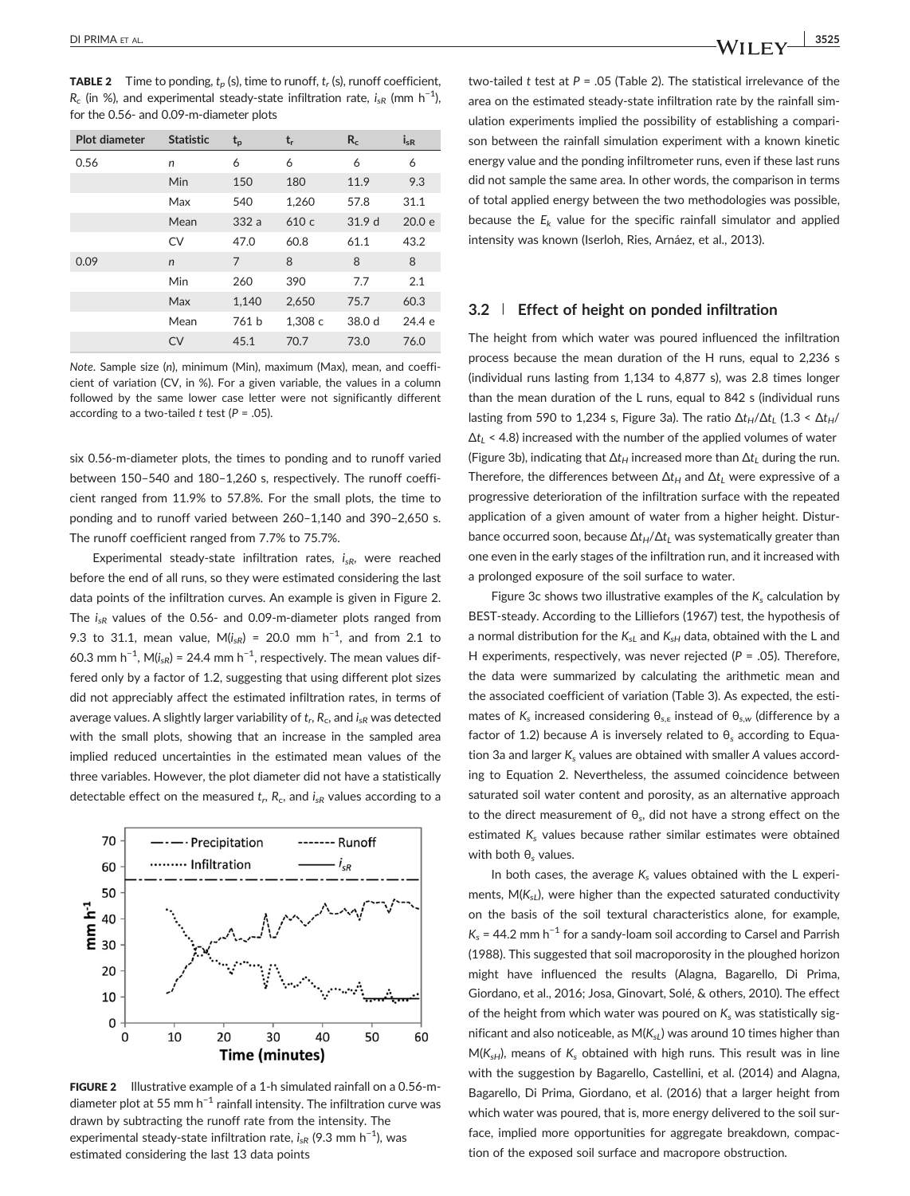**TABLE 2** Time to ponding, $t_p$ (s), time to runoff, $t_r$ (s), runoff coefficient, $R_c$ (in %), and experimental steady-state infiltration rate, $i_{sR}$ (mm h$^{-1}$), for the 0.56- and 0.09-m-diameter plots

| Plot diameter | Statistic | $t_p$ | $t_r$ | $R_c$ | $i_{sR}$ |
|---|---|---|---|---|---|
| 0.56 | n | 6 | 6 | 6 | 6 |
| | Min | 150 | 180 | 11.9 | 9.3 |
| | Max | 540 | 1,260 | 57.8 | 31.1 |
| | Mean | 332 a | 610 c | 31.9 d | 20.0 e |
| | CV | 47.0 | 60.8 | 61.1 | 43.2 |
| 0.09 | n | 7 | 8 | 8 | 8 |
| | Min | 260 | 390 | 7.7 | 2.1 |
| | Max | 1,140 | 2,650 | 75.7 | 60.3 |
| | Mean | 761 b | 1,308 c | 38.0 d | 24.4 e |
| | CV | 45.1 | 70.7 | 73.0 | 76.0 |

*Note*. Sample size (n), minimum (Min), maximum (Max), mean, and coefficient of variation (CV, in %). For a given variable, the values in a column followed by the same lower case letter were not significantly different according to a two-tailed t test ($P$ = .05).

six 0.56-m-diameter plots, the times to ponding and to runoff varied between 150–540 and 180–1,260 s, respectively. The runoff coefficient ranged from 11.9% to 57.8%. For the small plots, the time to ponding and to runoff varied between 260–1,140 and 390–2,650 s. The runoff coefficient ranged from 7.7% to 75.7%.

Experimental steady-state infiltration rates, $i_{sR}$, were reached before the end of all runs, so they were estimated considering the last data points of the infiltration curves. An example is given in Figure 2. The $i_{sR}$ values of the 0.56- and 0.09-m-diameter plots ranged from 9.3 to 31.1, mean value, M($i_{sR}$) = 20.0 mm h$^{-1}$, and from 2.1 to 60.3 mm h$^{-1}$, M($i_{sR}$) = 24.4 mm h$^{-1}$, respectively. The mean values differed only by a factor of 1.2, suggesting that using different plot sizes did not appreciably affect the estimated infiltration rates, in terms of average values. A slightly larger variability of $t_r$, $R_c$, and $i_{sR}$ was detected with the small plots, showing that an increase in the sampled area implied reduced uncertainties in the estimated mean values of the three variables. However, the plot diameter did not have a statistically detectable effect on the measured $t_r$, $R_c$, and $i_{sR}$ values according to a two-tailed t test at $P$ = .05 (Table 2). The statistical irrelevance of the area on the estimated steady-state infiltration rate by the rainfall simulation experiments implied the possibility of establishing a comparison between the rainfall simulation experiment with a known kinetic energy value and the ponding infiltrometer runs, even if these last runs did not sample the same area. In other words, the comparison in terms of total applied energy between the two methodologies was possible, because the $E_k$ value for the specific rainfall simulator and applied intensity was known (Iserloh, Ries, Arnáez, et al., 2013).

**FIGURE 2** Illustrative example of a 1-h simulated rainfall on a 0.56-m-diameter plot at 55 mm h$^{-1}$ rainfall intensity. The infiltration curve was drawn by subtracting the runoff rate from the intensity. The experimental steady-state infiltration rate, $i_{sR}$ (9.3 mm h$^{-1}$), was estimated considering the last 13 data points

## 3.2 | Effect of height on ponded infiltration

The height from which water was poured influenced the infiltration process because the mean duration of the H runs, equal to 2,236 s (individual runs lasting from 1,134 to 4,877 s), was 2.8 times longer than the mean duration of the L runs, equal to 842 s (individual runs lasting from 590 to 1,234 s, Figure 3a). The ratio $\Delta t_H/\Delta t_L$ (1.3 < $\Delta t_H/\Delta t_L$ < 4.8) increased with the number of the applied volumes of water (Figure 3b), indicating that $\Delta t_H$ increased more than $\Delta t_L$ during the run. Therefore, the differences between $\Delta t_H$ and $\Delta t_L$ were expressive of a progressive deterioration of the infiltration surface with the repeated application of a given amount of water from a higher height. Disturbance occurred soon, because $\Delta t_H/\Delta t_L$ was systematically greater than one even in the early stages of the infiltration run, and it increased with a prolonged exposure of the soil surface to water.

Figure 3c shows two illustrative examples of the $K_s$ calculation by BEST-steady. According to the Lilliefors (1967) test, the hypothesis of a normal distribution for the $K_{sL}$ and $K_{sH}$ data, obtained with the L and H experiments, respectively, was never rejected ($P$ = .05). Therefore, the data were summarized by calculating the arithmetic mean and the associated coefficient of variation (Table 3). As expected, the estimates of $K_s$ increased considering $\theta_{s,\varepsilon}$ instead of $\theta_{s,w}$ (difference by a factor of 1.2) because $A$ is inversely related to $\theta_s$ according to Equation 3a and larger $K_s$ values are obtained with smaller $A$ values according to Equation 2. Nevertheless, the assumed coincidence between saturated soil water content and porosity, as an alternative approach to the direct measurement of $\theta_s$, did not have a strong effect on the estimated $K_s$ values because rather similar estimates were obtained with both $\theta_s$ values.

In both cases, the average $K_s$ values obtained with the L experiments, M($K_{sL}$), were higher than the expected saturated conductivity on the basis of the soil textural characteristics alone, for example, $K_s$ = 44.2 mm h$^{-1}$ for a sandy-loam soil according to Carsel and Parrish (1988). This suggested that soil macroporosity in the ploughed horizon might have influenced the results (Alagna, Bagarello, Di Prima, Giordano, et al., 2016; Josa, Ginovart, Solé, & others, 2010). The effect of the height from which water was poured on $K_s$ was statistically significant and also noticeable, as M($K_{sL}$) was around 10 times higher than M($K_{sH}$), means of $K_s$ obtained with high runs. This result was in line with the suggestion by Bagarello, Castellini, et al. (2014) and Alagna, Bagarello, Di Prima, Giordano, et al. (2016) that a larger height from which water was poured, that is, more energy delivered to the soil surface, implied more opportunities for aggregate breakdown, compaction of the exposed soil surface and macropore obstruction.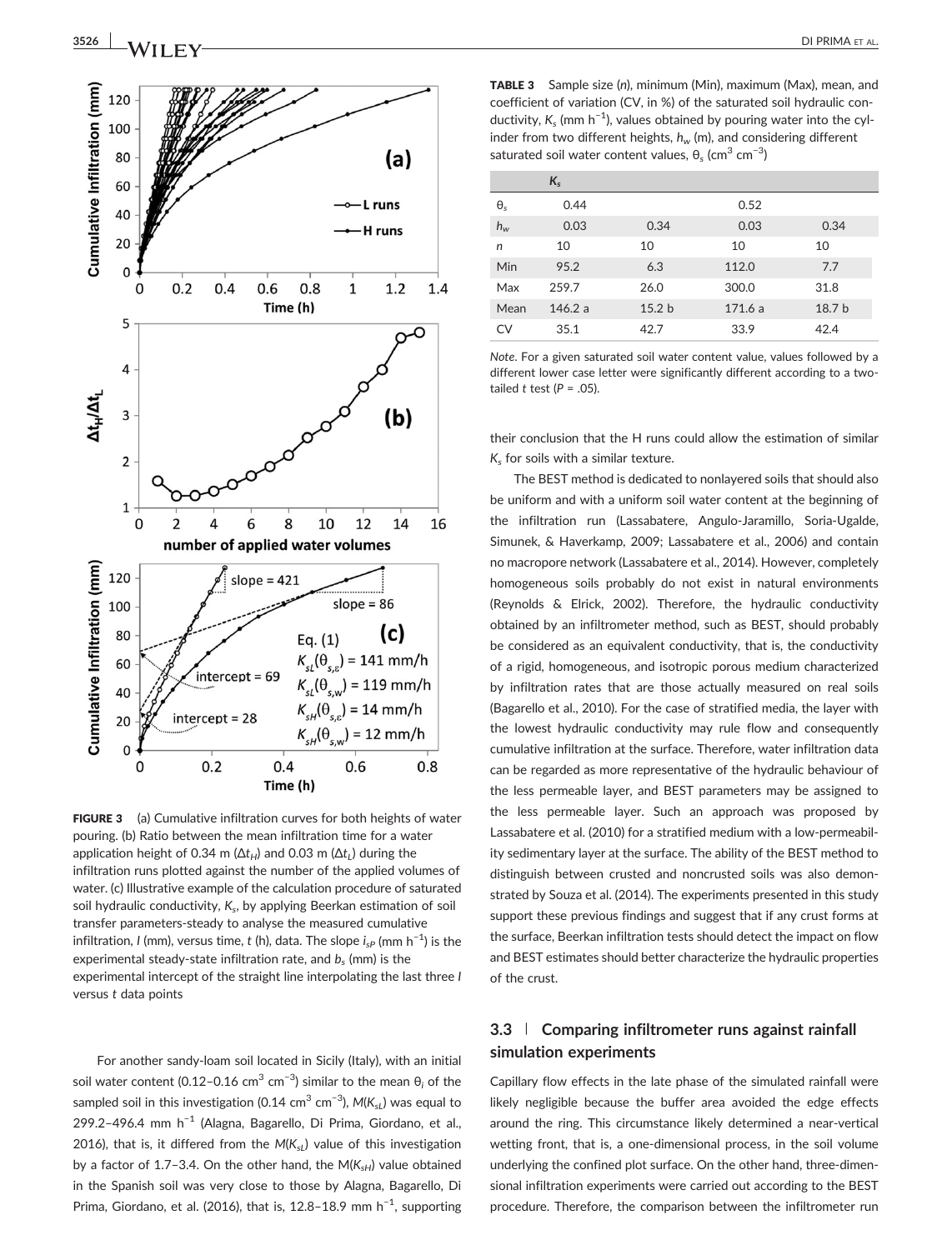**FIGURE 3** (a) Cumulative infiltration curves for both heights of water pouring. (b) Ratio between the mean infiltration time for a water application height of 0.34 m ($\Delta t_H$) and 0.03 m ($\Delta t_L$) during the infiltration runs plotted against the number of the applied volumes of water. (c) Illustrative example of the calculation procedure of saturated soil hydraulic conductivity, $K_s$, by applying Beerkan estimation of soil transfer parameters-steady to analyse the measured cumulative infiltration, $I$ (mm), versus time, $t$ (h), data. The slope $i_{sP}$ (mm h$^{-1}$) is the experimental steady-state infiltration rate, and $b_s$ (mm) is the experimental intercept of the straight line interpolating the last three $I$ versus $t$ data points

For another sandy-loam soil located in Sicily (Italy), with an initial soil water content (0.12–0.16 cm$^3$ cm$^{-3}$) similar to the mean $\theta_i$ of the sampled soil in this investigation (0.14 cm$^3$ cm$^{-3}$), $M(K_{sL})$ was equal to 299.2–496.4 mm h$^{-1}$ (Alagna, Bagarello, Di Prima, Giordano, et al., 2016), that is, it differed from the $M(K_{sL})$ value of this investigation by a factor of 1.7–3.4. On the other hand, the $M(K_{sH})$ value obtained in the Spanish soil was very close to those by Alagna, Bagarello, Di Prima, Giordano, et al. (2016), that is, 12.8–18.9 mm h$^{-1}$, supporting their conclusion that the H runs could allow the estimation of similar $K_s$ for soils with a similar texture.

**TABLE 3** Sample size ($n$), minimum (Min), maximum (Max), mean, and coefficient of variation (CV, in %) of the saturated soil hydraulic conductivity, $K_s$ (mm h$^{-1}$), values obtained by pouring water into the cylinder from two different heights, $h_w$ (m), and considering different saturated soil water content values, $\theta_s$ (cm$^3$ cm$^{-3}$)

| | $K_s$ | | | |
|---|---|---|---|---|
| $\theta_s$ | 0.44 | | 0.52 | |
| $h_w$ | 0.03 | 0.34 | 0.03 | 0.34 |
| $n$ | 10 | 10 | 10 | 10 |
| Min | 95.2 | 6.3 | 112.0 | 7.7 |
| Max | 259.7 | 26.0 | 300.0 | 31.8 |
| Mean | 146.2 a | 15.2 b | 171.6 a | 18.7 b |
| CV | 35.1 | 42.7 | 33.9 | 42.4 |

*Note.* For a given saturated soil water content value, values followed by a different lower case letter were significantly different according to a two-tailed $t$ test ($P = .05$).

The BEST method is dedicated to nonlayered soils that should also be uniform and with a uniform soil water content at the beginning of the infiltration run (Lassabatere, Angulo-Jaramillo, Soria-Ugalde, Simunek, & Haverkamp, 2009; Lassabatere et al., 2006) and contain no macropore network (Lassabatere et al., 2014). However, completely homogeneous soils probably do not exist in natural environments (Reynolds & Elrick, 2002). Therefore, the hydraulic conductivity obtained by an infiltrometer method, such as BEST, should probably be considered as an equivalent conductivity, that is, the conductivity of a rigid, homogeneous, and isotropic porous medium characterized by infiltration rates that are those actually measured on real soils (Bagarello et al., 2010). For the case of stratified media, the layer with the lowest hydraulic conductivity may rule flow and consequently cumulative infiltration at the surface. Therefore, water infiltration data can be regarded as more representative of the hydraulic behaviour of the less permeable layer, and BEST parameters may be assigned to the less permeable layer. Such an approach was proposed by Lassabatere et al. (2010) for a stratified medium with a low-permeability sedimentary layer at the surface. The ability of the BEST method to distinguish between crusted and noncrusted soils was also demonstrated by Souza et al. (2014). The experiments presented in this study support these previous findings and suggest that if any crust forms at the surface, Beerkan infiltration tests should detect the impact on flow and BEST estimates should better characterize the hydraulic properties of the crust.

### 3.3 | Comparing infiltrometer runs against rainfall simulation experiments

Capillary flow effects in the late phase of the simulated rainfall were likely negligible because the buffer area avoided the edge effects around the ring. This circumstance likely determined a near-vertical wetting front, that is, a one-dimensional process, in the soil volume underlying the confined plot surface. On the other hand, three-dimensional infiltration experiments were carried out according to the BEST procedure. Therefore, the comparison between the infiltrometer run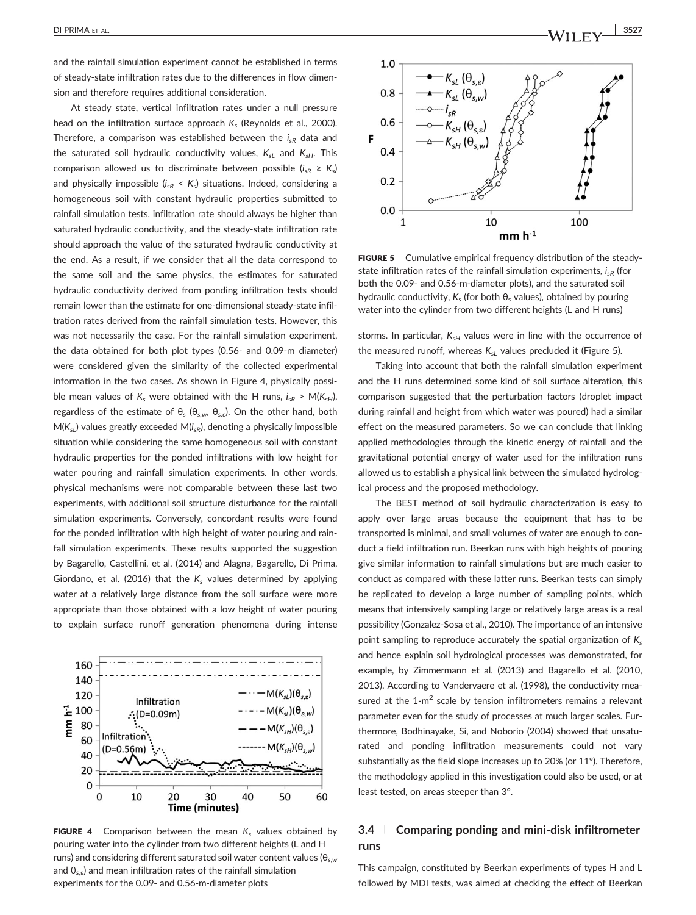and the rainfall simulation experiment cannot be established in terms of steady-state infiltration rates due to the differences in flow dimension and therefore requires additional consideration.

At steady state, vertical infiltration rates under a null pressure head on the infiltration surface approach $K_s$ (Reynolds et al., 2000). Therefore, a comparison was established between the $i_{sR}$ data and the saturated soil hydraulic conductivity values, $K_{sL}$ and $K_{sH}$. This comparison allowed us to discriminate between possible ($i_{sR} \geq K_s$) and physically impossible ($i_{sR} < K_s$) situations. Indeed, considering a homogeneous soil with constant hydraulic properties submitted to rainfall simulation tests, infiltration rate should always be higher than saturated hydraulic conductivity, and the steady-state infiltration rate should approach the value of the saturated hydraulic conductivity at the end. As a result, if we consider that all the data correspond to the same soil and the same physics, the estimates for saturated hydraulic conductivity derived from ponding infiltration tests should remain lower than the estimate for one-dimensional steady-state infiltration rates derived from the rainfall simulation tests. However, this was not necessarily the case. For the rainfall simulation experiment, the data obtained for both plot types (0.56- and 0.09-m diameter) were considered given the similarity of the collected experimental information in the two cases. As shown in Figure 4, physically possible mean values of $K_s$ were obtained with the H runs, $i_{sR} > M(K_{sH})$, regardless of the estimate of $\theta_s$ ($\theta_{s,w}$, $\theta_{s,\varepsilon}$). On the other hand, both $M(K_{sL})$ values greatly exceeded $M(i_{sR})$, denoting a physically impossible situation while considering the same homogeneous soil with constant hydraulic properties for the ponded infiltrations with low height for water pouring and rainfall simulation experiments. In other words, physical mechanisms were not comparable between these last two experiments, with additional soil structure disturbance for the rainfall simulation experiments. Conversely, concordant results were found for the ponded infiltration with high height of water pouring and rainfall simulation experiments. These results supported the suggestion by Bagarello, Castellini, et al. (2014) and Alagna, Bagarello, Di Prima, Giordano, et al. (2016) that the $K_s$ values determined by applying water at a relatively large distance from the soil surface were more appropriate than those obtained with a low height of water pouring to explain surface runoff generation phenomena during intense storms. In particular, $K_{sH}$ values were in line with the occurrence of the measured runoff, whereas $K_{sL}$ values precluded it (Figure 5).

**FIGURE 4** Comparison between the mean $K_s$ values obtained by pouring water into the cylinder from two different heights (L and H runs) and considering different saturated soil water content values ($\theta_{s,w}$ and $\theta_{s,\varepsilon}$) and mean infiltration rates of the rainfall simulation experiments for the 0.09- and 0.56-m-diameter plots

**FIGURE 5** Cumulative empirical frequency distribution of the steady-state infiltration rates of the rainfall simulation experiments, $i_{sR}$ (for both the 0.09- and 0.56-m-diameter plots), and the saturated soil hydraulic conductivity, $K_s$ (for both $\theta_s$ values), obtained by pouring water into the cylinder from two different heights (L and H runs)

Taking into account that both the rainfall simulation experiment and the H runs determined some kind of soil surface alteration, this comparison suggested that the perturbation factors (droplet impact during rainfall and height from which water was poured) had a similar effect on the measured parameters. So we can conclude that linking applied methodologies through the kinetic energy of rainfall and the gravitational potential energy of water used for the infiltration runs allowed us to establish a physical link between the simulated hydrological process and the proposed methodology.

The BEST method of soil hydraulic characterization is easy to apply over large areas because the equipment that has to be transported is minimal, and small volumes of water are enough to conduct a field infiltration run. Beerkan runs with high heights of pouring give similar information to rainfall simulations but are much easier to conduct as compared with these latter runs. Beerkan tests can simply be replicated to develop a large number of sampling points, which means that intensively sampling large or relatively large areas is a real possibility (Gonzalez-Sosa et al., 2010). The importance of an intensive point sampling to reproduce accurately the spatial organization of $K_s$ and hence explain soil hydrological processes was demonstrated, for example, by Zimmermann et al. (2013) and Bagarello et al. (2010, 2013). According to Vandervaere et al. (1998), the conductivity measured at the 1-m$^2$ scale by tension infiltrometers remains a relevant parameter even for the study of processes at much larger scales. Furthermore, Bodhinayake, Si, and Noborio (2004) showed that unsaturated and ponding infiltration measurements could not vary substantially as the field slope increases up to 20% (or 11°). Therefore, the methodology applied in this investigation could also be used, or at least tested, on areas steeper than 3°.

## 3.4 | Comparing ponding and mini-disk infiltrometer runs

This campaign, constituted by Beerkan experiments of types H and L followed by MDI tests, was aimed at checking the effect of Beerkan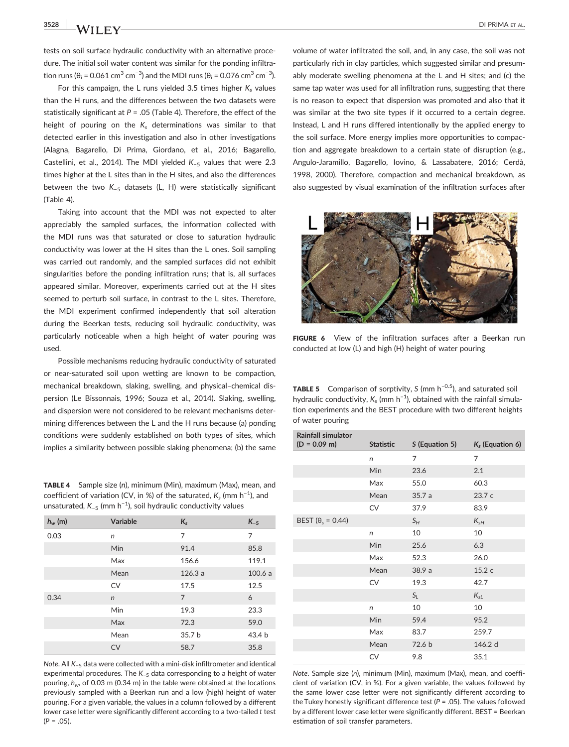tests on soil surface hydraulic conductivity with an alternative procedure. The initial soil water content was similar for the ponding infiltration runs ($\theta_i$ = 0.061 cm$^3$ cm$^{-3}$) and the MDI runs ($\theta_i$ = 0.076 cm$^3$ cm$^{-3}$).

For this campaign, the L runs yielded 3.5 higher $K_s$ values than the H runs, and the differences between the two datasets were statistically significant at $P$ = .05 (Table 4). Therefore, the effect of the height of pouring on the $K_s$ determinations was similar to that detected earlier in this investigation and also in other investigations (Alagna, Bagarello, Di Prima, Giordano, et al., 2016; Bagarello, Castellini, et al., 2014). The MDI yielded $K_{-5}$ values that were 2.3 times higher at the L sites than in the H sites, and also the differences between the two $K_{-5}$ datasets (L, H) were statistically significant (Table 4).

Taking into account that the MDI was not expected to alter appreciably the sampled surfaces, the information collected with the MDI runs was that saturated or close to saturation hydraulic conductivity was lower at the H sites than the L ones. Soil sampling was carried out randomly, and the sampled surfaces did not exhibit singularities before the ponding infiltration runs; that is, all surfaces appeared similar. Moreover, experiments carried out at the H sites seemed to perturb soil surface, in contrast to the L sites. Therefore, the MDI experiment confirmed independently that soil alteration during the Beerkan tests, reducing soil hydraulic conductivity, was particularly noticeable when a high height of water pouring was used.

Possible mechanisms reducing hydraulic conductivity of saturated or near-saturated soil upon wetting are known to be compaction, mechanical breakdown, slaking, swelling, and physical–chemical dispersion (Le Bissonnais, 1996; Souza et al., 2014). Slaking, swelling, and dispersion were not considered to be relevant mechanisms determining differences between the L and the H runs because (a) ponding conditions were suddenly established on both types of sites, which implies a similarity between possible slaking phenomena; (b) the same volume of water infiltrated the soil, and, in any case, the soil was not particularly rich in clay particles, which suggested similar and presumably moderate swelling phenomena at the L and H sites; and (c) the same tap water was used for all infiltration runs, suggesting that there is no reason to expect that dispersion was promoted and also that it was similar at the two site types if it occurred to a certain degree. Instead, L and H runs differed intentionally by the applied energy to the soil surface. More energy implies more opportunities to compaction and aggregate breakdown to a certain state of disruption (e.g., Angulo-Jaramillo, Bagarello, Iovino, & Lassabatere, 2016; Cerdà, 1998, 2000). Therefore, compaction and mechanical breakdown, as also suggested by visual examination of the infiltration surfaces after

**TABLE 4** Sample size ($n$), minimum (Min), maximum (Max), mean, and coefficient of variation (CV, in %) of the saturated, $K_s$ (mm h$^{-1}$), and unsaturated, $K_{-5}$ (mm h$^{-1}$), soil hydraulic conductivity values

| $h_w$ (m) | Variable | $K_s$ | $K_{-5}$ |
|---|---|---|---|
| 0.03 | $n$ | 7 | 7 |
| | Min | 91.4 | 85.8 |
| | Max | 156.6 | 119.1 |
| | Mean | 126.3 a | 100.6 a |
| | CV | 17.5 | 12.5 |
| 0.34 | $n$ | 7 | 6 |
| | Min | 19.3 | 23.3 |
| | Max | 72.3 | 59.0 |
| | Mean | 35.7 b | 43.4 b |
| | CV | 58.7 | 35.8 |

*Note.* All $K_{-5}$ data were collected with a mini-disk infiltrometer and identical experimental procedures. The $K_{-5}$ data corresponding to a height of water pouring, $h_w$, of 0.03 m (0.34 m) in the table were obtained at the locations previously sampled with a Beerkan run and a low (high) height of water pouring. For a given variable, the values in a column followed by a different lower case letter were significantly different according to a two-tailed $t$ test ($P$ = .05).

**FIGURE 6** View of the infiltration surfaces after a Beerkan run conducted at low (L) and high (H) height of water pouring

**TABLE 5** Comparison of sorptivity, $S$ (mm h$^{-0.5}$), and saturated soil hydraulic conductivity, $K_s$ (mm h$^{-1}$), obtained with the rainfall simulation experiments and the BEST procedure with two different heights of water pouring

| Rainfall simulator (D = 0.09 m) | Statistic | $S$ (Equation 5) | $K_s$ (Equation 6) |
|---|---|---|---|
| | $n$ | 7 | 7 |
| | Min | 23.6 | 2.1 |
| | Max | 55.0 | 60.3 |
| | Mean | 35.7 a | 23.7 c |
| | CV | 37.9 | 83.9 |
| BEST ($\theta_s$ = 0.44) | | $S_H$ | $K_{sH}$ |
| | $n$ | 10 | 10 |
| | Min | 25.6 | 6.3 |
| | Max | 52.3 | 26.0 |
| | Mean | 38.9 a | 15.2 c |
| | CV | 19.3 | 42.7 |
| | | $S_L$ | $K_{sL}$ |
| | $n$ | 10 | 10 |
| | Min | 59.4 | 95.2 |
| | Max | 83.7 | 259.7 |
| | Mean | 72.6 b | 146.2 d |
| | CV | 9.8 | 35.1 |

*Note.* Sample size ($n$), minimum (Min), maximum (Max), mean, and coefficient of variation (CV, in %). For a given variable, the values followed by the same lower case letter were not significantly different according to the Tukey honestly significant difference test ($P$ = .05). The values followed by a different lower case letter were significantly different. BEST = Beerkan estimation of soil transfer parameters.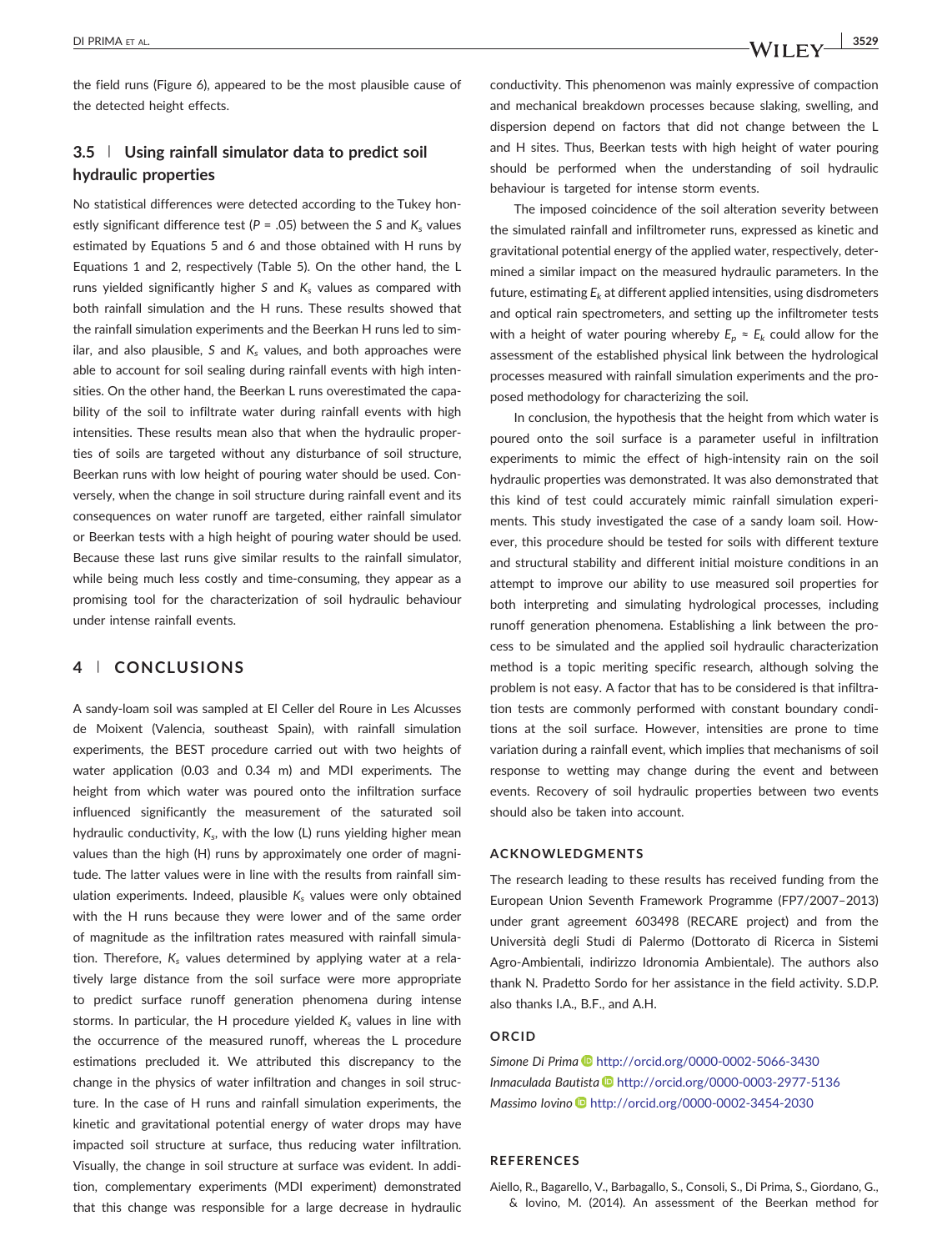the field runs (Figure 6), appeared to be the most plausible cause of the detected height effects.

### 3.5 | Using rainfall simulator data to predict soil hydraulic properties

No statistical differences were detected according to the Tukey honestly significant difference test ($P = .05$) between the $S$ and $K_s$ values estimated by Equations 5 and 6 and those obtained with H runs by Equations 1 and 2, respectively (Table 5). On the other hand, the L runs yielded significantly higher $S$ and $K_s$ values as compared with both rainfall simulation and the H runs. These results showed that the rainfall simulation experiments and the Beerkan H runs led to similar, and also plausible, $S$ and $K_s$ values, and both approaches were able to account for soil sealing during rainfall events with high intensities. On the other hand, the Beerkan L runs overestimated the capability of the soil to infiltrate water during rainfall events with high intensities. These results mean also that when the hydraulic properties of soils are targeted without any disturbance of soil structure, Beerkan runs with low height of pouring water should be used. Conversely, when the change in soil structure during rainfall event and its consequences on water runoff are targeted, either rainfall simulator or Beerkan tests with a high height of pouring water should be used. Because these last runs give similar results to the rainfall simulator, while being much less costly and time-consuming, they appear as a promising tool for the characterization of soil hydraulic behaviour under intense rainfall events.

## 4 | CONCLUSIONS

A sandy-loam soil was sampled at El Celler del Roure in Les Alcusses de Moixent (Valencia, southeast Spain), with rainfall simulation experiments, the BEST procedure carried out with two heights of water application (0.03 and 0.34 m) and MDI experiments. The height from which water was poured onto the infiltration surface influenced significantly the measurement of the saturated soil hydraulic conductivity, $K_s$, with the low (L) runs yielding higher mean values than the high (H) runs by approximately one order of magnitude. The latter values were in line with the results from rainfall simulation experiments. Indeed, plausible $K_s$ values were only obtained with the H runs because they were lower and of the same order of magnitude as the infiltration rates measured with rainfall simulation. Therefore, $K_s$ values determined by applying water at a relatively large distance from the soil surface were more appropriate to predict surface runoff generation phenomena during intense storms. In particular, the H procedure yielded $K_s$ values in line with the occurrence of the measured runoff, whereas the L procedure estimations precluded it. We attributed this discrepancy to the change in the physics of water infiltration and changes in soil structure. In the case of H runs and rainfall simulation experiments, the kinetic and gravitational potential energy of water drops may have impacted soil structure at surface, thus reducing water infiltration. Visually, the change in soil structure at surface was evident. In addition, complementary experiments (MDI experiment) demonstrated that this change was responsible for a large decrease in hydraulic conductivity. This phenomenon was mainly expressive of compaction and mechanical breakdown processes because slaking, swelling, and dispersion depend on factors that did not change between the L and H sites. Thus, Beerkan tests with high height of water pouring should be performed when the understanding of soil hydraulic behaviour is targeted for intense storm events.

The imposed coincidence of the soil alteration severity between the simulated rainfall and infiltrometer runs, expressed as kinetic and gravitational potential energy of the applied water, respectively, determined a similar impact on the measured hydraulic parameters. In the future, estimating $E_k$ at different applied intensities, using disdrometers and optical rain spectrometers, and setting up the infiltrometer tests with a height of water pouring whereby $E_p \approx E_k$ could allow for the assessment of the established physical link between the hydrological processes measured with rainfall simulation experiments and the proposed methodology for characterizing the soil.

In conclusion, the hypothesis that the height from which water is poured onto the soil surface is a parameter useful in infiltration experiments to mimic the effect of high-intensity rain on the soil hydraulic properties was demonstrated. It was also demonstrated that this kind of test could accurately mimic rainfall simulation experiments. This study investigated the case of a sandy loam soil. However, this procedure should be tested for soils with different texture and structural stability and different initial moisture conditions in an attempt to improve our ability to use measured soil properties for both interpreting and simulating hydrological processes, including runoff generation phenomena. Establishing a link between the process to be simulated and the applied soil hydraulic characterization method is a topic meriting specific research, although solving the problem is not easy. A factor that has to be considered is that infiltration tests are commonly performed with constant boundary conditions at the soil surface. However, intensities are prone to time variation during a rainfall event, which implies that mechanisms of soil response to wetting may change during the event and between events. Recovery of soil hydraulic properties between two events should also be taken into account.

## ACKNOWLEDGMENTS

The research leading to these results has received funding from the European Union Seventh Framework Programme (FP7/2007–2013) under grant agreement 603498 (RECARE project) and from the Università degli Studi di Palermo (Dottorato di Ricerca in Sistemi Agro-Ambientali, indirizzo Idronomia Ambientale). The authors also thank N. Pradetto Sordo for her assistance in the field activity. S.D.P. also thanks I.A., B.F., and A.H.

## ORCID

*Simone Di Prima* http://orcid.org/0000-0002-5066-3430
*Inmaculada Bautista* http://orcid.org/0000-0003-2977-5136
*Massimo Iovino* http://orcid.org/0000-0002-3454-2030

## REFERENCES

Aiello, R., Bagarello, V., Barbagallo, S., Consoli, S., Di Prima, S., Giordano, G., & Iovino, M. (2014). An assessment of the Beerkan method for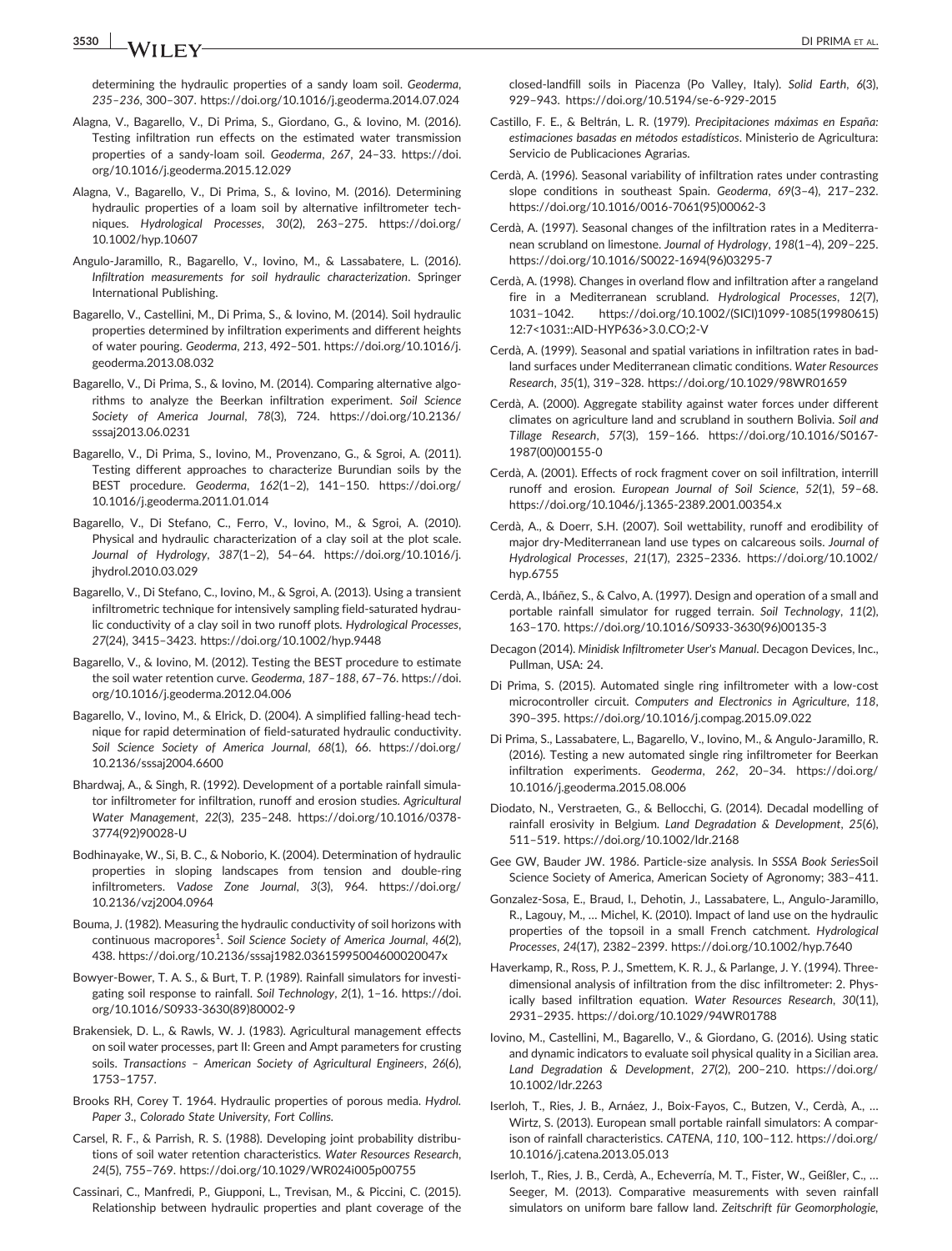determining the hydraulic properties of a sandy loam soil. *Geoderma*, *235–236*, 300–307. https://doi.org/10.1016/j.geoderma.2014.07.024

Alagna, V., Bagarello, V., Di Prima, S., Giordano, G., & Iovino, M. (2016). Testing infiltration run effects on the estimated water transmission properties of a sandy-loam soil. *Geoderma*, *267*, 24–33. https://doi.org/10.1016/j.geoderma.2015.12.029

Alagna, V., Bagarello, V., Di Prima, S., & Iovino, M. (2016). Determining hydraulic properties of a loam soil by alternative infiltrometer techniques. *Hydrological Processes*, *30*(2), 263–275. https://doi.org/10.1002/hyp.10607

Angulo-Jaramillo, R., Bagarello, V., Iovino, M., & Lassabatere, L. (2016). *Infiltration measurements for soil hydraulic characterization*. Springer International Publishing.

Bagarello, V., Castellini, M., Di Prima, S., & Iovino, M. (2014). Soil hydraulic properties determined by infiltration experiments and different heights of water pouring. *Geoderma*, *213*, 492–501. https://doi.org/10.1016/j.geoderma.2013.08.032

Bagarello, V., Di Prima, S., & Iovino, M. (2014). Comparing alternative algorithms to analyze the Beerkan infiltration experiment. *Soil Science Society of America Journal*, *78*(3), 724. https://doi.org/10.2136/sssaj2013.06.0231

Bagarello, V., Di Prima, S., Iovino, M., Provenzano, G., & Sgroi, A. (2011). Testing different approaches to characterize Burundian soils by the BEST procedure. *Geoderma*, *162*(1–2), 141–150. https://doi.org/10.1016/j.geoderma.2011.01.014

Bagarello, V., Di Stefano, C., Ferro, V., Iovino, M., & Sgroi, A. (2010). Physical and hydraulic characterization of a clay soil at the plot scale. *Journal of Hydrology*, *387*(1–2), 54–64. https://doi.org/10.1016/j.jhydrol.2010.03.029

Bagarello, V., Di Stefano, C., Iovino, M., & Sgroi, A. (2013). Using a transient infiltrometric technique for intensively sampling field-saturated hydraulic conductivity of a clay soil in two runoff plots. *Hydrological Processes*, *27*(24), 3415–3423. https://doi.org/10.1002/hyp.9448

Bagarello, V., & Iovino, M. (2012). Testing the BEST procedure to estimate the soil water retention curve. *Geoderma*, *187–188*, 67–76. https://doi.org/10.1016/j.geoderma.2012.04.006

Bagarello, V., Iovino, M., & Elrick, D. (2004). A simplified falling-head technique for rapid determination of field-saturated hydraulic conductivity. *Soil Science Society of America Journal*, *68*(1), 66. https://doi.org/10.2136/sssaj2004.6600

Bhardwaj, A., & Singh, R. (1992). Development of a portable rainfall simulator infiltrometer for infiltration, runoff and erosion studies. *Agricultural Water Management*, *22*(3), 235–248. https://doi.org/10.1016/0378-3774(92)90028-U

Bodhinayake, W., Si, B. C., & Noborio, K. (2004). Determination of hydraulic properties in sloping landscapes from tension and double-ring infiltrometers. *Vadose Zone Journal*, *3*(3), 964. https://doi.org/10.2136/vzj2004.0964

Bouma, J. (1982). Measuring the hydraulic conductivity of soil horizons with continuous macropores[1]. *Soil Science Society of America Journal*, *46*(2), 438. https://doi.org/10.2136/sssaj1982.03615995004600020047x

Bowyer-Bower, T. A. S., & Burt, T. P. (1989). Rainfall simulators for investigating soil response to rainfall. *Soil Technology*, *2*(1), 1–16. https://doi.org/10.1016/S0933-3630(89)80002-9

Brakensiek, D. L., & Rawls, W. J. (1983). Agricultural management effects on soil water processes, part II: Green and Ampt parameters for crusting soils. *Transactions – American Society of Agricultural Engineers*, *26*(6), 1753–1757.

Brooks RH, Corey T. 1964. Hydraulic properties of porous media. *Hydrol. Paper 3.*, *Colorado State University, Fort Collins.*

Carsel, R. F., & Parrish, R. S. (1988). Developing joint probability distributions of soil water retention characteristics. *Water Resources Research*, *24*(5), 755–769. https://doi.org/10.1029/WR024i005p00755

Cassinari, C., Manfredi, P., Giupponi, L., Trevisan, M., & Piccini, C. (2015). Relationship between hydraulic properties and plant coverage of the closed-landfill soils in Piacenza (Po Valley, Italy). *Solid Earth*, *6*(3), 929–943. https://doi.org/10.5194/se-6-929-2015

Castillo, F. E., & Beltrán, L. R. (1979). *Precipitaciones máximas en España: estimaciones basadas en métodos estadísticos*. Ministerio de Agricultura: Servicio de Publicaciones Agrarias.

Cerdà, A. (1996). Seasonal variability of infiltration rates under contrasting slope conditions in southeast Spain. *Geoderma*, *69*(3–4), 217–232. https://doi.org/10.1016/0016-7061(95)00062-3

Cerdà, A. (1997). Seasonal changes of the infiltration rates in a Mediterranean scrubland on limestone. *Journal of Hydrology*, *198*(1–4), 209–225. https://doi.org/10.1016/S0022-1694(96)03295-7

Cerdà, A. (1998). Changes in overland flow and infiltration after a rangeland fire in a Mediterranean scrubland. *Hydrological Processes*, *12*(7), 1031–1042. https://doi.org/10.1002/(SICI)1099-1085(19980615)12:7<1031::AID-HYP636>3.0.CO;2-V

Cerdà, A. (1999). Seasonal and spatial variations in infiltration rates in badland surfaces under Mediterranean climatic conditions. *Water Resources Research*, *35*(1), 319–328. https://doi.org/10.1029/98WR01659

Cerdà, A. (2000). Aggregate stability against water forces under different climates on agriculture land and scrubland in southern Bolivia. *Soil and Tillage Research*, *57*(3), 159–166. https://doi.org/10.1016/S0167-1987(00)00155-0

Cerdà, A. (2001). Effects of rock fragment cover on soil infiltration, interrill runoff and erosion. *European Journal of Soil Science*, *52*(1), 59–68. https://doi.org/10.1046/j.1365-2389.2001.00354.x

Cerdà, A., & Doerr, S.H. (2007). Soil wettability, runoff and erodibility of major dry-Mediterranean land use types on calcareous soils. *Journal of Hydrological Processes*, *21*(17), 2325–2336. https://doi.org/10.1002/hyp.6755

Cerdà, A., Ibáñez, S., & Calvo, A. (1997). Design and operation of a small and portable rainfall simulator for rugged terrain. *Soil Technology*, *11*(2), 163–170. https://doi.org/10.1016/S0933-3630(96)00135-3

Decagon (2014). *Minidisk Infiltrometer User's Manual*. Decagon Devices, Inc., Pullman, USA: 24.

Di Prima, S. (2015). Automated single ring infiltrometer with a low-cost microcontroller circuit. *Computers and Electronics in Agriculture*, *118*, 390–395. https://doi.org/10.1016/j.compag.2015.09.022

Di Prima, S., Lassabatere, L., Bagarello, V., Iovino, M., & Angulo-Jaramillo, R. (2016). Testing a new automated single ring infiltrometer for Beerkan infiltration experiments. *Geoderma*, *262*, 20–34. https://doi.org/10.1016/j.geoderma.2015.08.006

Diodato, N., Verstraeten, G., & Bellocchi, G. (2014). Decadal modelling of rainfall erosivity in Belgium. *Land Degradation & Development*, *25*(6), 511–519. https://doi.org/10.1002/ldr.2168

Gee GW, Bauder JW. 1986. Particle-size analysis. In *SSSA Book Series*Soil Science Society of America, American Society of Agronomy; 383–411.

Gonzalez-Sosa, E., Braud, I., Dehotin, J., Lassabatere, L., Angulo-Jaramillo, R., Lagouy, M., … Michel, K. (2010). Impact of land use on the hydraulic properties of the topsoil in a small French catchment. *Hydrological Processes*, *24*(17), 2382–2399. https://doi.org/10.1002/hyp.7640

Haverkamp, R., Ross, P. J., Smettem, K. R. J., & Parlange, J. Y. (1994). Three-dimensional analysis of infiltration from the disc infiltrometer: 2. Physically based infiltration equation. *Water Resources Research*, *30*(11), 2931–2935. https://doi.org/10.1029/94WR01788

Iovino, M., Castellini, M., Bagarello, V., & Giordano, G. (2016). Using static and dynamic indicators to evaluate soil physical quality in a Sicilian area. *Land Degradation & Development*, *27*(2), 200–210. https://doi.org/10.1002/ldr.2263

Iserloh, T., Ries, J. B., Arnáez, J., Boix-Fayos, C., Butzen, V., Cerdà, A., … Wirtz, S. (2013). European small portable rainfall simulators: A comparison of rainfall characteristics. *CATENA*, *110*, 100–112. https://doi.org/10.1016/j.catena.2013.05.013

Iserloh, T., Ries, J. B., Cerdà, A., Echeverría, M. T., Fister, W., Geißler, C., … Seeger, M. (2013). Comparative measurements with seven rainfall simulators on uniform bare fallow land. *Zeitschrift für Geomorphologie*,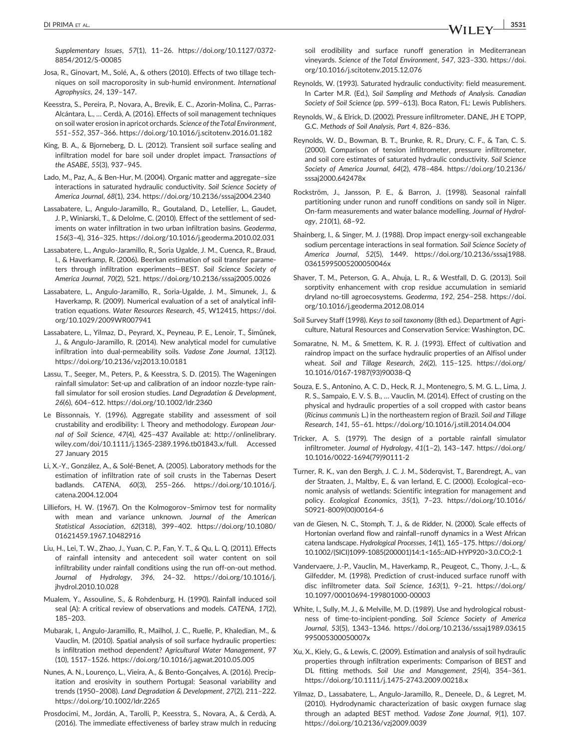*Supplementary Issues*, *57*(1), 11–26. https://doi.org/10.1127/0372-8854/2012/S-00085

Josa, R., Ginovart, M., Solé, A., & others (2010). Effects of two tillage techniques on soil macroporosity in sub-humid environment. *International Agrophysics*, *24*, 139–147.

Keesstra, S., Pereira, P., Novara, A., Brevik, E. C., Azorin-Molina, C., Parras-Alcántara, L., … Cerdà, A. (2016). Effects of soil management techniques on soil water erosion in apricot orchards. *Science of the Total Environment*, *551–552*, 357–366. https://doi.org/10.1016/j.scitotenv.2016.01.182

King, B. A., & Bjorneberg, D. L. (2012). Transient soil surface sealing and infiltration model for bare soil under droplet impact. *Transactions of the ASABE*, *55*(3), 937–945.

Lado, M., Paz, A., & Ben-Hur, M. (2004). Organic matter and aggregate–size interactions in saturated hydraulic conductivity. *Soil Science Society of America Journal*, *68*(1), 234. https://doi.org/10.2136/sssaj2004.2340

Lassabatere, L., Angulo-Jaramillo, R., Goutaland, D., Letellier, L., Gaudet, J. P., Winiarski, T., & Delolme, C. (2010). Effect of the settlement of sediments on water infiltration in two urban infiltration basins. *Geoderma*, *156*(3–4), 316–325. https://doi.org/10.1016/j.geoderma.2010.02.031

Lassabatere, L., Angulo-Jaramillo, R., Soria Ugalde, J. M., Cuenca, R., Braud, I., & Haverkamp, R. (2006). Beerkan estimation of soil transfer parameters through infiltration experiments—BEST. *Soil Science Society of America Journal*, *70*(2), 521. https://doi.org/10.2136/sssaj2005.0026

Lassabatere, L., Angulo-Jaramillo, R., Soria-Ugalde, J. M., Simunek, J., & Haverkamp, R. (2009). Numerical evaluation of a set of analytical infiltration equations. *Water Resources Research*, *45*, W12415, https://doi.org/10.1029/2009WR007941

Lassabatere, L., Yilmaz, D., Peyrard, X., Peyneau, P. E., Lenoir, T., Šimůnek, J., & Angulo-Jaramillo, R. (2014). New analytical model for cumulative infiltration into dual-permeability soils. *Vadose Zone Journal*, *13*(12). https://doi.org/10.2136/vzj2013.10.0181

Lassu, T., Seeger, M., Peters, P., & Keesstra, S. D. (2015). The Wageningen rainfall simulator: Set-up and calibration of an indoor nozzle-type rainfall simulator for soil erosion studies. *Land Degradation & Development*, *26*(6), 604–612. https://doi.org/10.1002/ldr.2360

Le Bissonnais, Y. (1996). Aggregate stability and assessment of soil crustability and erodibility: I. Theory and methodology. *European Journal of Soil Science*, *47*(4), 425–437 Available at: http://onlinelibrary.wiley.com/doi/10.1111/j.1365-2389.1996.tb01843.x/full. Accessed 27 January 2015

Li, X.-Y., González, A., & Solé-Benet, A. (2005). Laboratory methods for the estimation of infiltration rate of soil crusts in the Tabernas Desert badlands. *CATENA*, *60*(3), 255–266. https://doi.org/10.1016/j.catena.2004.12.004

Lilliefors, H. W. (1967). On the Kolmogorov–Smirnov test for normality with mean and variance unknown. *Journal of the American Statistical Association*, *62*(318), 399–402. https://doi.org/10.1080/01621459.1967.10482916

Liu, H., Lei, T. W., Zhao, J., Yuan, C. P., Fan, Y. T., & Qu, L. Q. (2011). Effects of rainfall intensity and antecedent soil water content on soil infiltrability under rainfall conditions using the run off-on-out method. *Journal of Hydrology*, *396*, 24–32. https://doi.org/10.1016/j.jhydrol.2010.10.028

Mualem, Y., Assouline, S., & Rohdenburg, H. (1990). Rainfall induced soil seal (A): A critical review of observations and models. *CATENA*, *17*(2), 185–203.

Mubarak, I., Angulo-Jaramillo, R., Mailhol, J. C., Ruelle, P., Khaledian, M., & Vauclin, M. (2010). Spatial analysis of soil surface hydraulic properties: Is infiltration method dependent? *Agricultural Water Management*, *97*(10), 1517–1526. https://doi.org/10.1016/j.agwat.2010.05.005

Nunes, A. N., Lourenço, L., Vieira, A., & Bento-Gonçalves, A. (2016). Precipitation and erosivity in southern Portugal: Seasonal variability and trends (1950–2008). *Land Degradation & Development*, *27*(2), 211–222. https://doi.org/10.1002/ldr.2265

Prosdocimi, M., Jordán, A., Tarolli, P., Keesstra, S., Novara, A., & Cerdà, A. (2016). The immediate effectiveness of barley straw mulch in reducing soil erodibility and surface runoff generation in Mediterranean vineyards. *Science of the Total Environment*, *547*, 323–330. https://doi.org/10.1016/j.scitotenv.2015.12.076

Reynolds, W. (1993). Saturated hydraulic conductivity: field measurement. In Carter M.R. (Ed.), *Soil Sampling and Methods of Analysis. Canadian Society of Soil Science* (pp. 599–613). Boca Raton, FL: Lewis Publishers.

Reynolds, W., & Elrick, D. (2002). Pressure infiltrometer. DANE, JH E TOPP, G.C. *Methods of Soil Analysis*, *Part 4*, 826–836.

Reynolds, W. D., Bowman, B. T., Brunke, R. R., Drury, C. F., & Tan, C. S. (2000). Comparison of tension infiltrometer, pressure infiltrometer, and soil core estimates of saturated hydraulic conductivity. *Soil Science Society of America Journal*, *64*(2), 478–484. https://doi.org/10.2136/sssaj2000.642478x

Rockström, J., Jansson, P. E., & Barron, J. (1998). Seasonal rainfall partitioning under runon and runoff conditions on sandy soil in Niger. On-farm measurements and water balance modelling. *Journal of Hydrology*, *210*(1), 68–92.

Shainberg, I., & Singer, M. J. (1988). Drop impact energy-soil exchangeable sodium percentage interactions in seal formation. *Soil Science Society of America Journal*, *52*(5), 1449. https://doi.org/10.2136/sssaj1988.03615995005200050046x

Shaver, T. M., Peterson, G. A., Ahuja, L. R., & Westfall, D. G. (2013). Soil sorptivity enhancement with crop residue accumulation in semiarid dryland no-till agroecosystems. *Geoderma*, *192*, 254–258. https://doi.org/10.1016/j.geoderma.2012.08.014

Soil Survey Staff (1998). *Keys to soil taxonomy* (8th ed.). Department of Agriculture, Natural Resources and Conservation Service: Washington, DC.

Somaratne, N. M., & Smettem, K. R. J. (1993). Effect of cultivation and raindrop impact on the surface hydraulic properties of an Alfisol under wheat. *Soil and Tillage Research*, *26*(2), 115–125. https://doi.org/10.1016/0167-1987(93)90038-Q

Souza, E. S., Antonino, A. C. D., Heck, R. J., Montenegro, S. M. G. L., Lima, J. R. S., Sampaio, E. V. S. B., … Vauclin, M. (2014). Effect of crusting on the physical and hydraulic properties of a soil cropped with castor beans (*Ricinus communis* L.) in the northeastern region of Brazil. *Soil and Tillage Research*, *141*, 55–61. https://doi.org/10.1016/j.still.2014.04.004

Tricker, A. S. (1979). The design of a portable rainfall simulator infiltrometer. *Journal of Hydrology*, *41*(1–2), 143–147. https://doi.org/10.1016/0022-1694(79)90111-2

Turner, R. K., van den Bergh, J. C. J. M., Söderqvist, T., Barendregt, A., van der Straaten, J., Maltby, E., & van Ierland, E. C. (2000). Ecological–economic analysis of wetlands: Scientific integration for management and policy. *Ecological Economics*, *35*(1), 7–23. https://doi.org/10.1016/S0921-8009(00)00164-6

van de Giesen, N. C., Stomph, T. J., & de Ridder, N. (2000). Scale effects of Hortonian overland flow and rainfall–runoff dynamics in a West African catena landscape. *Hydrological Processes*, *14*(1), 165–175. https://doi.org/10.1002/(SICI)1099-1085(200001)14:1<165::AID-HYP920>3.0.CO;2-1

Vandervaere, J.-P., Vauclin, M., Haverkamp, R., Peugeot, C., Thony, J.-L., & Gilfedder, M. (1998). Prediction of crust-induced surface runoff with disc infiltrometer data. *Soil Science*, *163*(1), 9–21. https://doi.org/10.1097/00010694-199801000-00003

White, I., Sully, M. J., & Melville, M. D. (1989). Use and hydrological robustness of time-to-incipient-ponding. *Soil Science Society of America Journal*, *53*(5), 1343–1346. https://doi.org/10.2136/sssaj1989.03615995005300050007x

Xu, X., Kiely, G., & Lewis, C. (2009). Estimation and analysis of soil hydraulic properties through infiltration experiments: Comparison of BEST and DL fitting methods. *Soil Use and Management*, *25*(4), 354–361. https://doi.org/10.1111/j.1475-2743.2009.00218.x

Yilmaz, D., Lassabatere, L., Angulo-Jaramillo, R., Deneele, D., & Legret, M. (2010). Hydrodynamic characterization of basic oxygen furnace slag through an adapted BEST method. *Vadose Zone Journal*, *9*(1), 107. https://doi.org/10.2136/vzj2009.0039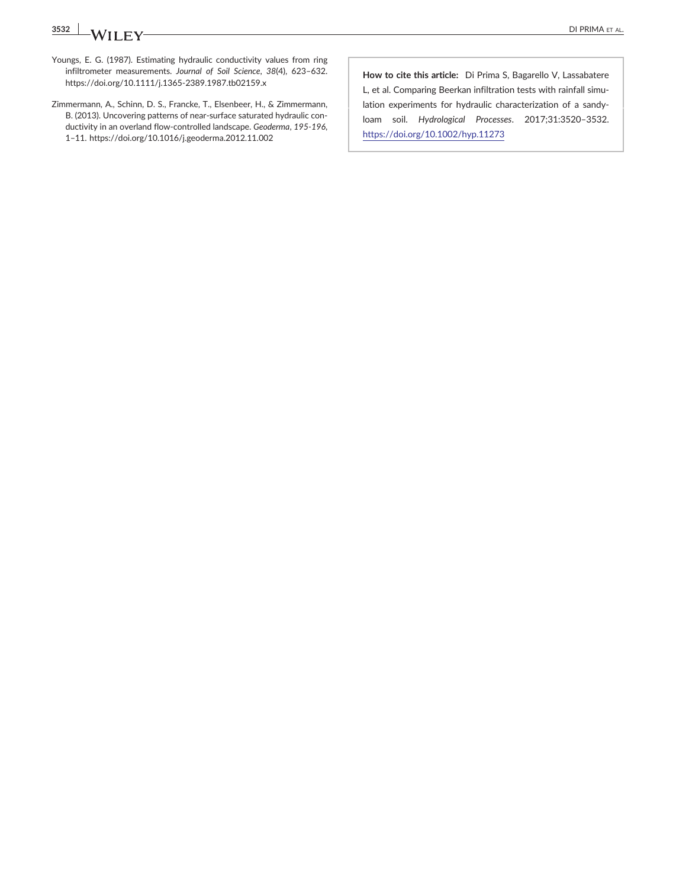Youngs, E. G. (1987). Estimating hydraulic conductivity values from ring infiltrometer measurements. *Journal of Soil Science*, *38*(4), 623–632. https://doi.org/10.1111/j.1365-2389.1987.tb02159.x

Zimmermann, A., Schinn, D. S., Francke, T., Elsenbeer, H., & Zimmermann, B. (2013). Uncovering patterns of near-surface saturated hydraulic conductivity in an overland flow-controlled landscape. *Geoderma*, *195-196*, 1–11. https://doi.org/10.1016/j.geoderma.2012.11.002

**How to cite this article:** Di Prima S, Bagarello V, Lassabatere L, et al. Comparing Beerkan infiltration tests with rainfall simulation experiments for hydraulic characterization of a sandy-loam soil. *Hydrological Processes*. 2017;31:3520–3532. https://doi.org/10.1002/hyp.11273